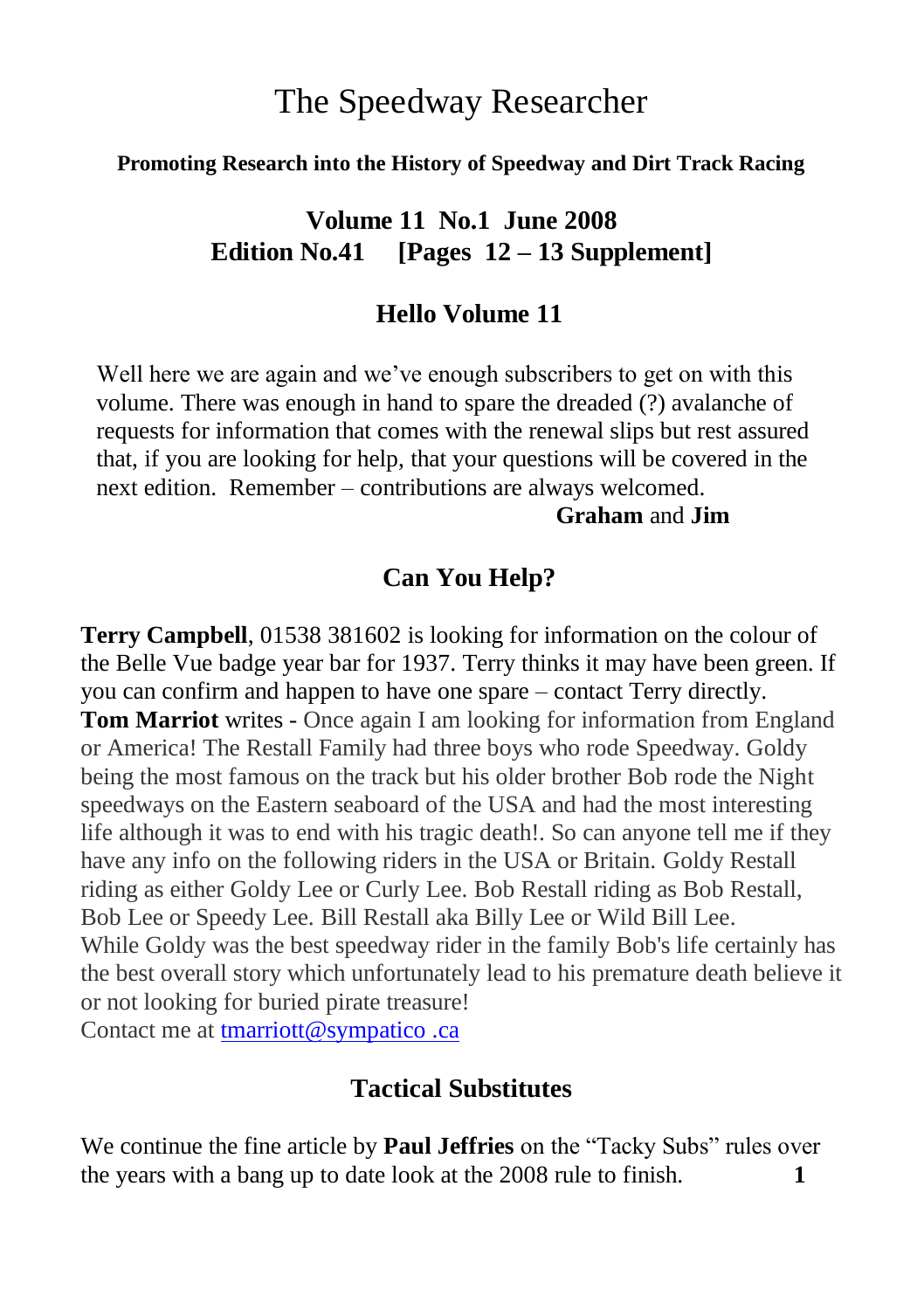# The Speedway Researcher

**Promoting Research into the History of Speedway and Dirt Track Racing**

**Volume 11 No.1 June 2008**
**Edition No.41 [Pages 12 – 13 Supplement]**

## Hello Volume 11

Well here we are again and we've enough subscribers to get on with this volume. There was enough in hand to spare the dreaded (?) avalanche of requests for information that comes with the renewal slips but rest assured that, if you are looking for help, that your questions will be covered in the next edition. Remember – contributions are always welcomed.

**Graham** and **Jim**

## Can You Help?

**Terry Campbell**, 01538 381602 is looking for information on the colour of the Belle Vue badge year bar for 1937. Terry thinks it may have been green. If you can confirm and happen to have one spare – contact Terry directly.

**Tom Marriot** writes - Once again I am looking for information from England or America! The Restall Family had three boys who rode Speedway. Goldy being the most famous on the track but his older brother Bob rode the Night speedways on the Eastern seaboard of the USA and had the most interesting life although it was to end with his tragic death!. So can anyone tell me if they have any info on the following riders in the USA or Britain. Goldy Restall riding as either Goldy Lee or Curly Lee. Bob Restall riding as Bob Restall, Bob Lee or Speedy Lee. Bill Restall aka Billy Lee or Wild Bill Lee.
While Goldy was the best speedway rider in the family Bob's life certainly has the best overall story which unfortunately lead to his premature death believe it or not looking for buried pirate treasure!
Contact me at tmarriott@sympatico .ca

## Tactical Substitutes

We continue the fine article by **Paul Jeffries** on the "Tacky Subs" rules over the years with a bang up to date look at the 2008 rule to finish.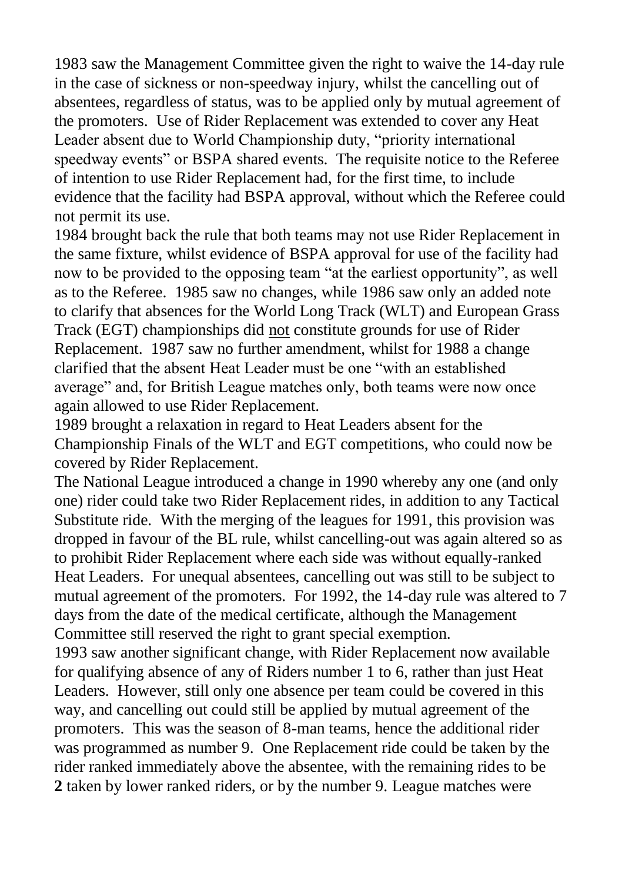1983 saw the Management Committee given the right to waive the 14-day rule in the case of sickness or non-speedway injury, whilst the cancelling out of absentees, regardless of status, was to be applied only by mutual agreement of the promoters. Use of Rider Replacement was extended to cover any Heat Leader absent due to World Championship duty, "priority international speedway events" or BSPA shared events. The requisite notice to the Referee of intention to use Rider Replacement had, for the first time, to include evidence that the facility had BSPA approval, without which the Referee could not permit its use.

1984 brought back the rule that both teams may not use Rider Replacement in the same fixture, whilst evidence of BSPA approval for use of the facility had now to be provided to the opposing team "at the earliest opportunity", as well as to the Referee. 1985 saw no changes, while 1986 saw only an added note to clarify that absences for the World Long Track (WLT) and European Grass Track (EGT) championships did <u>not</u> constitute grounds for use of Rider Replacement. 1987 saw no further amendment, whilst for 1988 a change clarified that the absent Heat Leader must be one "with an established average" and, for British League matches only, both teams were now once again allowed to use Rider Replacement.

1989 brought a relaxation in regard to Heat Leaders absent for the Championship Finals of the WLT and EGT competitions, who could now be covered by Rider Replacement.

The National League introduced a change in 1990 whereby any one (and only one) rider could take two Rider Replacement rides, in addition to any Tactical Substitute ride. With the merging of the leagues for 1991, this provision was dropped in favour of the BL rule, whilst cancelling-out was again altered so as to prohibit Rider Replacement where each side was without equally-ranked Heat Leaders. For unequal absentees, cancelling out was still to be subject to mutual agreement of the promoters. For 1992, the 14-day rule was altered to 7 days from the date of the medical certificate, although the Management Committee still reserved the right to grant special exemption.

1993 saw another significant change, with Rider Replacement now available for qualifying absence of any of Riders number 1 to 6, rather than just Heat Leaders. However, still only one absence per team could be covered in this way, and cancelling out could still be applied by mutual agreement of the promoters. This was the season of 8-man teams, hence the additional rider was programmed as number 9. One Replacement ride could be taken by the rider ranked immediately above the absentee, with the remaining rides to be taken by lower ranked riders, or by the number 9. League matches were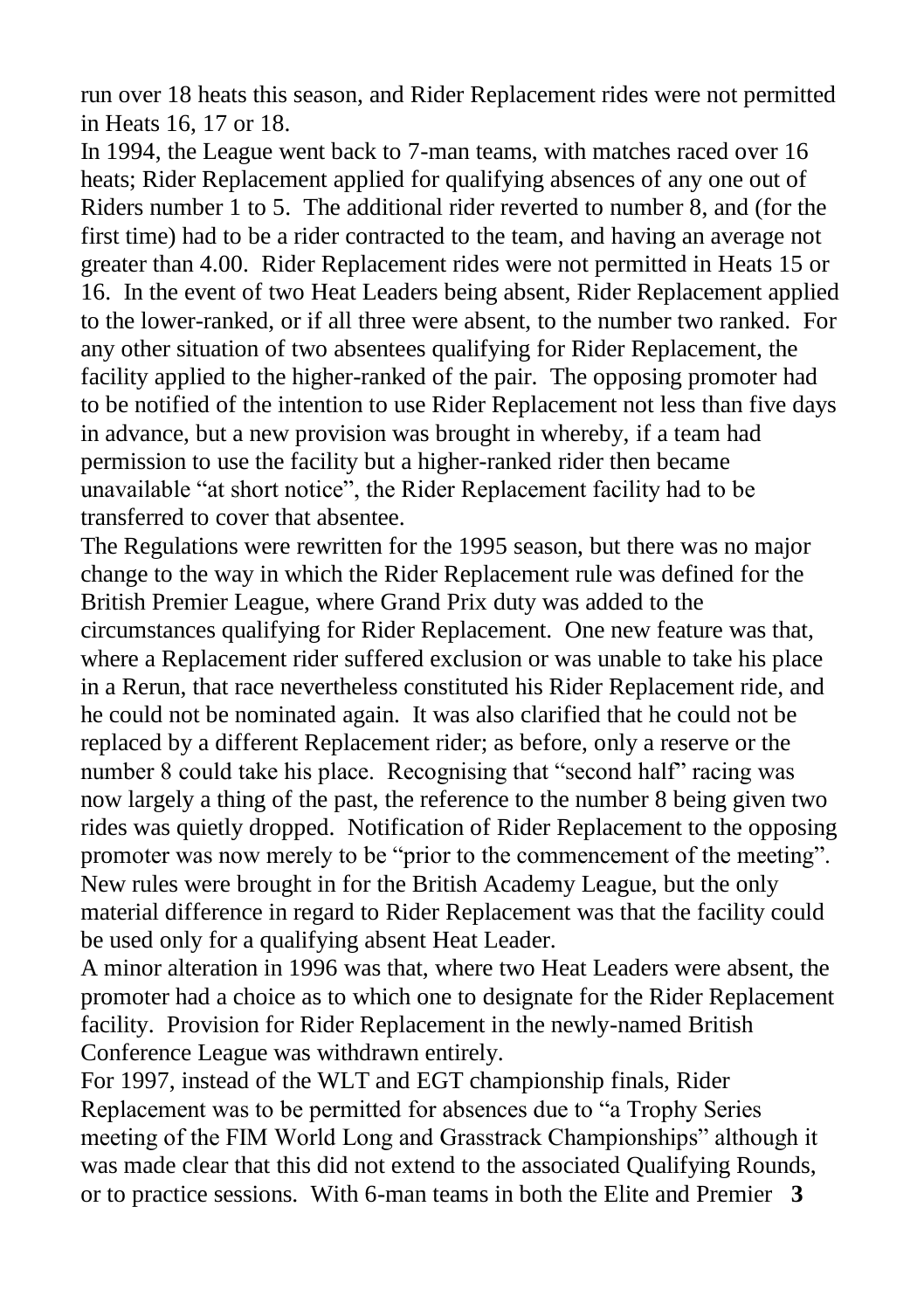run over 18 heats this season, and Rider Replacement rides were not permitted in Heats 16, 17 or 18.

In 1994, the League went back to 7-man teams, with matches raced over 16 heats; Rider Replacement applied for qualifying absences of any one out of Riders number 1 to 5. The additional rider reverted to number 8, and (for the first time) had to be a rider contracted to the team, and having an average not greater than 4.00. Rider Replacement rides were not permitted in Heats 15 or 16. In the event of two Heat Leaders being absent, Rider Replacement applied to the lower-ranked, or if all three were absent, to the number two ranked. For any other situation of two absentees qualifying for Rider Replacement, the facility applied to the higher-ranked of the pair. The opposing promoter had to be notified of the intention to use Rider Replacement not less than five days in advance, but a new provision was brought in whereby, if a team had permission to use the facility but a higher-ranked rider then became unavailable "at short notice", the Rider Replacement facility had to be transferred to cover that absentee.

The Regulations were rewritten for the 1995 season, but there was no major change to the way in which the Rider Replacement rule was defined for the British Premier League, where Grand Prix duty was added to the circumstances qualifying for Rider Replacement. One new feature was that, where a Replacement rider suffered exclusion or was unable to take his place in a Rerun, that race nevertheless constituted his Rider Replacement ride, and he could not be nominated again. It was also clarified that he could not be replaced by a different Replacement rider; as before, only a reserve or the number 8 could take his place. Recognising that "second half" racing was now largely a thing of the past, the reference to the number 8 being given two rides was quietly dropped. Notification of Rider Replacement to the opposing promoter was now merely to be "prior to the commencement of the meeting". New rules were brought in for the British Academy League, but the only material difference in regard to Rider Replacement was that the facility could be used only for a qualifying absent Heat Leader.

A minor alteration in 1996 was that, where two Heat Leaders were absent, the promoter had a choice as to which one to designate for the Rider Replacement facility. Provision for Rider Replacement in the newly-named British Conference League was withdrawn entirely.

For 1997, instead of the WLT and EGT championship finals, Rider Replacement was to be permitted for absences due to "a Trophy Series meeting of the FIM World Long and Grasstrack Championships" although it was made clear that this did not extend to the associated Qualifying Rounds, or to practice sessions. With 6-man teams in both the Elite and Premier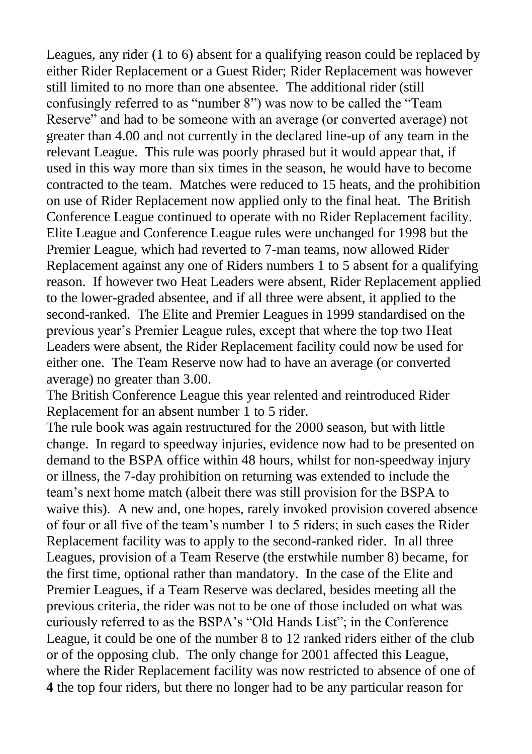Leagues, any rider (1 to 6) absent for a qualifying reason could be replaced by either Rider Replacement or a Guest Rider; Rider Replacement was however still limited to no more than one absentee. The additional rider (still confusingly referred to as "number 8") was now to be called the "Team Reserve" and had to be someone with an average (or converted average) not greater than 4.00 and not currently in the declared line-up of any team in the relevant League. This rule was poorly phrased but it would appear that, if used in this way more than six times in the season, he would have to become contracted to the team. Matches were reduced to 15 heats, and the prohibition on use of Rider Replacement now applied only to the final heat. The British Conference League continued to operate with no Rider Replacement facility. Elite League and Conference League rules were unchanged for 1998 but the Premier League, which had reverted to 7-man teams, now allowed Rider Replacement against any one of Riders numbers 1 to 5 absent for a qualifying reason. If however two Heat Leaders were absent, Rider Replacement applied to the lower-graded absentee, and if all three were absent, it applied to the second-ranked. The Elite and Premier Leagues in 1999 standardised on the previous year's Premier League rules, except that where the top two Heat Leaders were absent, the Rider Replacement facility could now be used for either one. The Team Reserve now had to have an average (or converted average) no greater than 3.00.

The British Conference League this year relented and reintroduced Rider Replacement for an absent number 1 to 5 rider.

The rule book was again restructured for the 2000 season, but with little change. In regard to speedway injuries, evidence now had to be presented on demand to the BSPA office within 48 hours, whilst for non-speedway injury or illness, the 7-day prohibition on returning was extended to include the team's next home match (albeit there was still provision for the BSPA to waive this). A new and, one hopes, rarely invoked provision covered absence of four or all five of the team's number 1 to 5 riders; in such cases the Rider Replacement facility was to apply to the second-ranked rider. In all three Leagues, provision of a Team Reserve (the erstwhile number 8) became, for the first time, optional rather than mandatory. In the case of the Elite and Premier Leagues, if a Team Reserve was declared, besides meeting all the previous criteria, the rider was not to be one of those included on what was curiously referred to as the BSPA's "Old Hands List"; in the Conference League, it could be one of the number 8 to 12 ranked riders either of the club or of the opposing club. The only change for 2001 affected this League, where the Rider Replacement facility was now restricted to absence of one of the top four riders, but there no longer had to be any particular reason for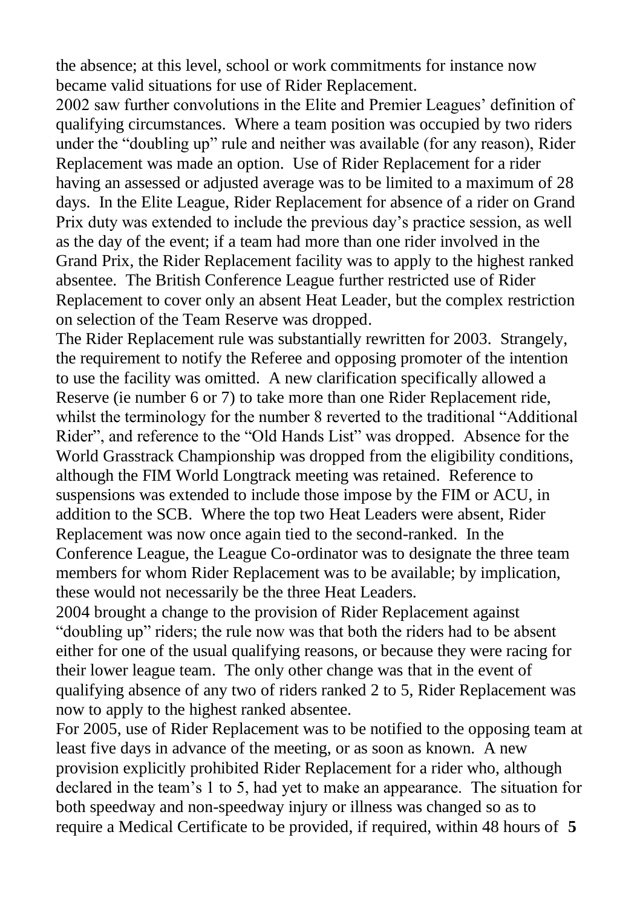the absence; at this level, school or work commitments for instance now became valid situations for use of Rider Replacement.

2002 saw further convolutions in the Elite and Premier Leagues' definition of qualifying circumstances. Where a team position was occupied by two riders under the "doubling up" rule and neither was available (for any reason), Rider Replacement was made an option. Use of Rider Replacement for a rider having an assessed or adjusted average was to be limited to a maximum of 28 days. In the Elite League, Rider Replacement for absence of a rider on Grand Prix duty was extended to include the previous day's practice session, as well as the day of the event; if a team had more than one rider involved in the Grand Prix, the Rider Replacement facility was to apply to the highest ranked absentee. The British Conference League further restricted use of Rider Replacement to cover only an absent Heat Leader, but the complex restriction on selection of the Team Reserve was dropped.

The Rider Replacement rule was substantially rewritten for 2003. Strangely, the requirement to notify the Referee and opposing promoter of the intention to use the facility was omitted. A new clarification specifically allowed a Reserve (ie number 6 or 7) to take more than one Rider Replacement ride, whilst the terminology for the number 8 reverted to the traditional "Additional Rider", and reference to the "Old Hands List" was dropped. Absence for the World Grasstrack Championship was dropped from the eligibility conditions, although the FIM World Longtrack meeting was retained. Reference to suspensions was extended to include those impose by the FIM or ACU, in addition to the SCB. Where the top two Heat Leaders were absent, Rider Replacement was now once again tied to the second-ranked. In the Conference League, the League Co-ordinator was to designate the three team members for whom Rider Replacement was to be available; by implication, these would not necessarily be the three Heat Leaders.

2004 brought a change to the provision of Rider Replacement against "doubling up" riders; the rule now was that both the riders had to be absent either for one of the usual qualifying reasons, or because they were racing for their lower league team. The only other change was that in the event of qualifying absence of any two of riders ranked 2 to 5, Rider Replacement was now to apply to the highest ranked absentee.

For 2005, use of Rider Replacement was to be notified to the opposing team at least five days in advance of the meeting, or as soon as known. A new provision explicitly prohibited Rider Replacement for a rider who, although declared in the team's 1 to 5, had yet to make an appearance. The situation for both speedway and non-speedway injury or illness was changed so as to require a Medical Certificate to be provided, if required, within 48 hours of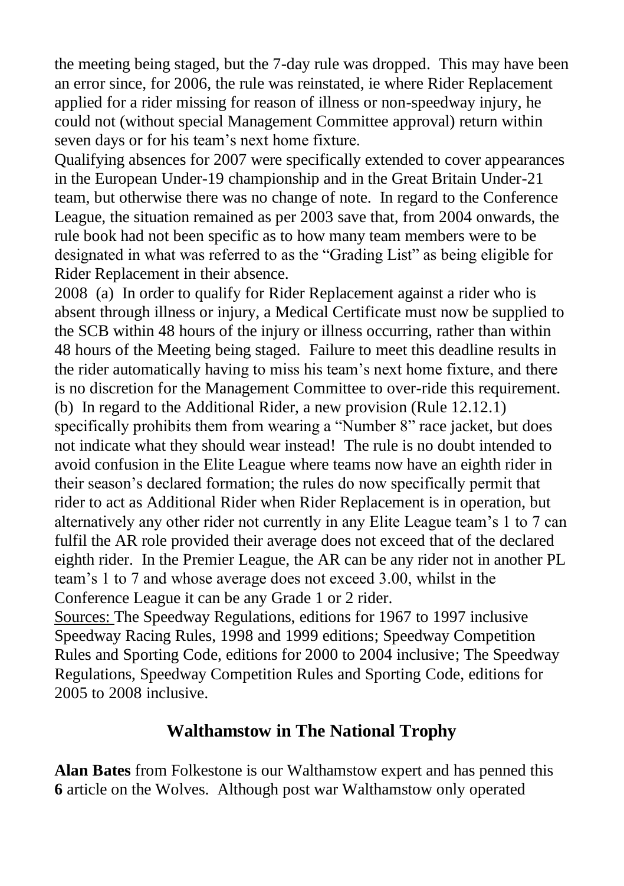the meeting being staged, but the 7-day rule was dropped. This may have been an error since, for 2006, the rule was reinstated, ie where Rider Replacement applied for a rider missing for reason of illness or non-speedway injury, he could not (without special Management Committee approval) return within seven days or for his team's next home fixture.

Qualifying absences for 2007 were specifically extended to cover appearances in the European Under-19 championship and in the Great Britain Under-21 team, but otherwise there was no change of note. In regard to the Conference League, the situation remained as per 2003 save that, from 2004 onwards, the rule book had not been specific as to how many team members were to be designated in what was referred to as the "Grading List" as being eligible for Rider Replacement in their absence.

2008 (a) In order to qualify for Rider Replacement against a rider who is absent through illness or injury, a Medical Certificate must now be supplied to the SCB within 48 hours of the injury or illness occurring, rather than within 48 hours of the Meeting being staged. Failure to meet this deadline results in the rider automatically having to miss his team's next home fixture, and there is no discretion for the Management Committee to over-ride this requirement.

(b) In regard to the Additional Rider, a new provision (Rule 12.12.1) specifically prohibits them from wearing a "Number 8" race jacket, but does not indicate what they should wear instead! The rule is no doubt intended to avoid confusion in the Elite League where teams now have an eighth rider in their season's declared formation; the rules do now specifically permit that rider to act as Additional Rider when Rider Replacement is in operation, but alternatively any other rider not currently in any Elite League team's 1 to 7 can fulfil the AR role provided their average does not exceed that of the declared eighth rider. In the Premier League, the AR can be any rider not in another PL team's 1 to 7 and whose average does not exceed 3.00, whilst in the Conference League it can be any Grade 1 or 2 rider.

Sources: The Speedway Regulations, editions for 1967 to 1997 inclusive Speedway Racing Rules, 1998 and 1999 editions; Speedway Competition Rules and Sporting Code, editions for 2000 to 2004 inclusive; The Speedway Regulations, Speedway Competition Rules and Sporting Code, editions for 2005 to 2008 inclusive.

## Walthamstow in The National Trophy

**Alan Bates** from Folkestone is our Walthamstow expert and has penned this article on the Wolves. Although post war Walthamstow only operated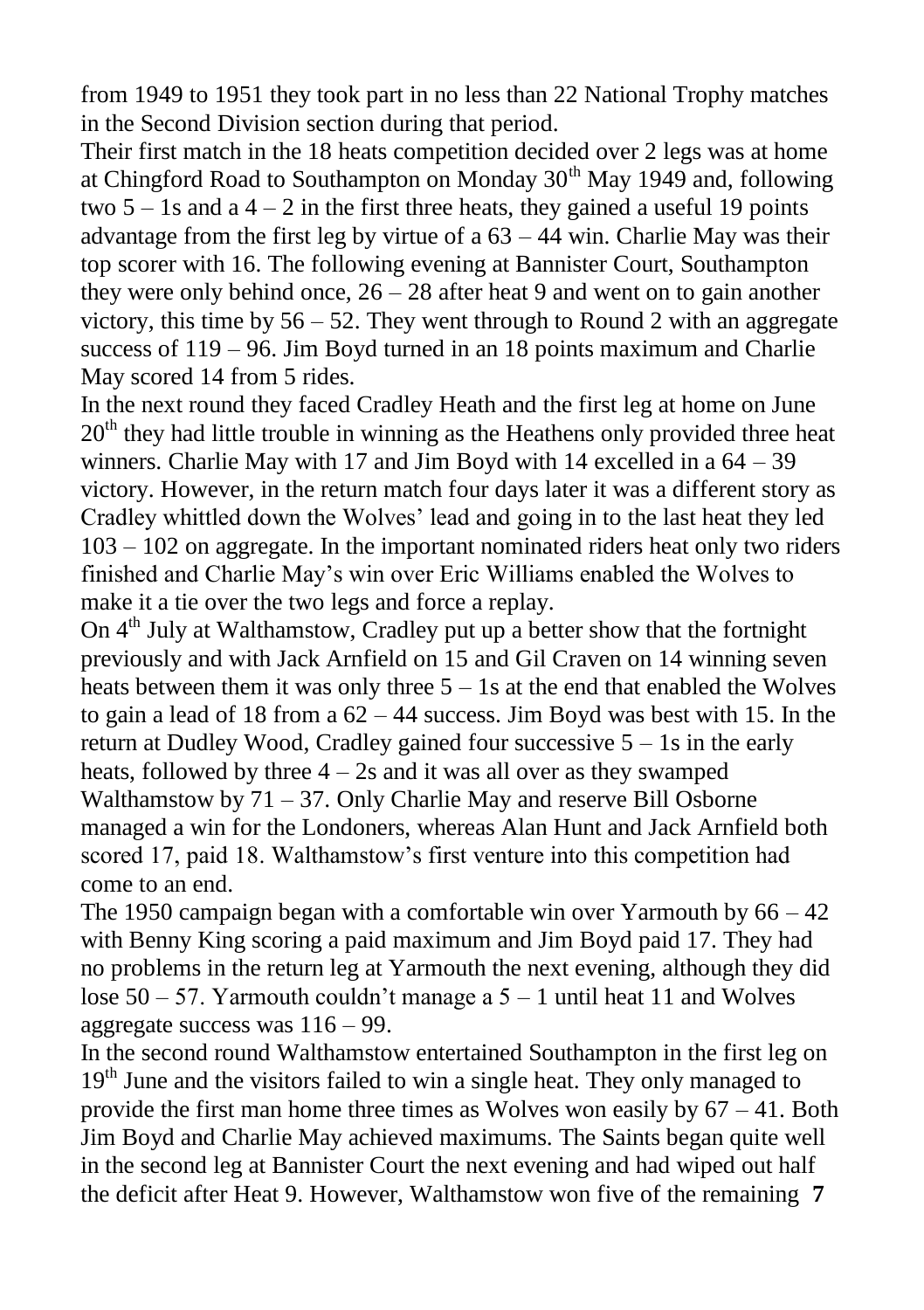from 1949 to 1951 they took part in no less than 22 National Trophy matches in the Second Division section during that period.

Their first match in the 18 heats competition decided over 2 legs was at home at Chingford Road to Southampton on Monday 30th May 1949 and, following two 5 – 1s and a 4 – 2 in the first three heats, they gained a useful 19 points advantage from the first leg by virtue of a 63 – 44 win. Charlie May was their top scorer with 16. The following evening at Bannister Court, Southampton they were only behind once, 26 – 28 after heat 9 and went on to gain another victory, this time by 56 – 52. They went through to Round 2 with an aggregate success of 119 – 96. Jim Boyd turned in an 18 points maximum and Charlie May scored 14 from 5 rides.

In the next round they faced Cradley Heath and the first leg at home on June 20th they had little trouble in winning as the Heathens only provided three heat winners. Charlie May with 17 and Jim Boyd with 14 excelled in a 64 – 39 victory. However, in the return match four days later it was a different story as Cradley whittled down the Wolves' lead and going in to the last heat they led 103 – 102 on aggregate. In the important nominated riders heat only two riders finished and Charlie May's win over Eric Williams enabled the Wolves to make it a tie over the two legs and force a replay.

On 4th July at Walthamstow, Cradley put up a better show that the fortnight previously and with Jack Arnfield on 15 and Gil Craven on 14 winning seven heats between them it was only three 5 – 1s at the end that enabled the Wolves to gain a lead of 18 from a 62 – 44 success. Jim Boyd was best with 15. In the return at Dudley Wood, Cradley gained four successive 5 – 1s in the early heats, followed by three 4 – 2s and it was all over as they swamped Walthamstow by 71 – 37. Only Charlie May and reserve Bill Osborne managed a win for the Londoners, whereas Alan Hunt and Jack Arnfield both scored 17, paid 18. Walthamstow's first venture into this competition had come to an end.

The 1950 campaign began with a comfortable win over Yarmouth by 66 – 42 with Benny King scoring a paid maximum and Jim Boyd paid 17. They had no problems in the return leg at Yarmouth the next evening, although they did lose 50 – 57. Yarmouth couldn't manage a 5 – 1 until heat 11 and Wolves aggregate success was 116 – 99.

In the second round Walthamstow entertained Southampton in the first leg on 19th June and the visitors failed to win a single heat. They only managed to provide the first man home three times as Wolves won easily by 67 – 41. Both Jim Boyd and Charlie May achieved maximums. The Saints began quite well in the second leg at Bannister Court the next evening and had wiped out half the deficit after Heat 9. However, Walthamstow won five of the remaining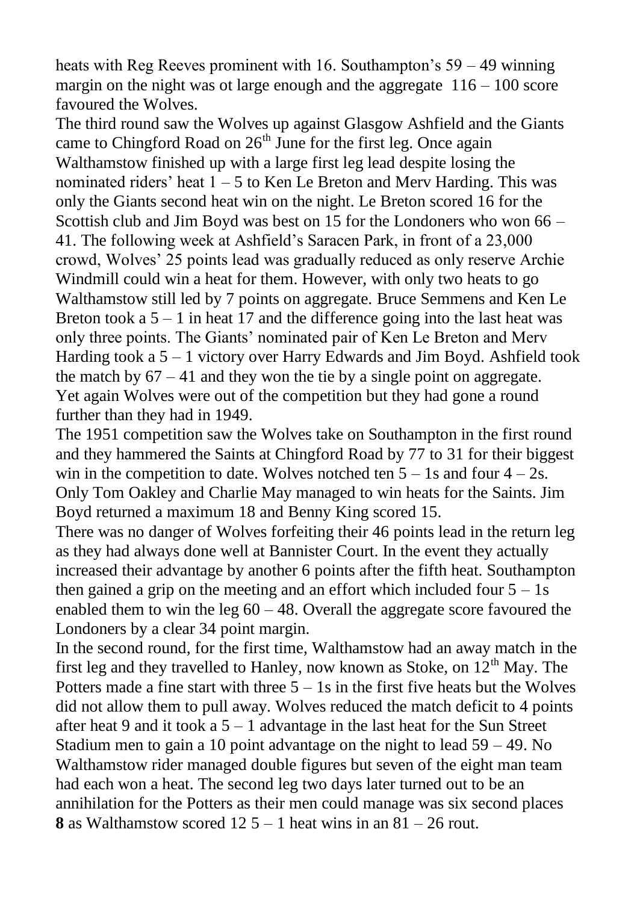heats with Reg Reeves prominent with 16. Southampton's 59 – 49 winning margin on the night was ot large enough and the aggregate 116 – 100 score favoured the Wolves.

The third round saw the Wolves up against Glasgow Ashfield and the Giants came to Chingford Road on 26th June for the first leg. Once again Walthamstow finished up with a large first leg lead despite losing the nominated riders' heat 1 – 5 to Ken Le Breton and Merv Harding. This was only the Giants second heat win on the night. Le Breton scored 16 for the Scottish club and Jim Boyd was best on 15 for the Londoners who won 66 – 41. The following week at Ashfield's Saracen Park, in front of a 23,000 crowd, Wolves' 25 points lead was gradually reduced as only reserve Archie Windmill could win a heat for them. However, with only two heats to go Walthamstow still led by 7 points on aggregate. Bruce Semmens and Ken Le Breton took a 5 – 1 in heat 17 and the difference going into the last heat was only three points. The Giants' nominated pair of Ken Le Breton and Merv Harding took a 5 – 1 victory over Harry Edwards and Jim Boyd. Ashfield took the match by 67 – 41 and they won the tie by a single point on aggregate. Yet again Wolves were out of the competition but they had gone a round further than they had in 1949.

The 1951 competition saw the Wolves take on Southampton in the first round and they hammered the Saints at Chingford Road by 77 to 31 for their biggest win in the competition to date. Wolves notched ten 5 – 1s and four 4 – 2s. Only Tom Oakley and Charlie May managed to win heats for the Saints. Jim Boyd returned a maximum 18 and Benny King scored 15.

There was no danger of Wolves forfeiting their 46 points lead in the return leg as they had always done well at Bannister Court. In the event they actually increased their advantage by another 6 points after the fifth heat. Southampton then gained a grip on the meeting and an effort which included four 5 – 1s enabled them to win the leg 60 – 48. Overall the aggregate score favoured the Londoners by a clear 34 point margin.

In the second round, for the first time, Walthamstow had an away match in the first leg and they travelled to Hanley, now known as Stoke, on 12th May. The Potters made a fine start with three 5 – 1s in the first five heats but the Wolves did not allow them to pull away. Wolves reduced the match deficit to 4 points after heat 9 and it took a 5 – 1 advantage in the last heat for the Sun Street Stadium men to gain a 10 point advantage on the night to lead 59 – 49. No Walthamstow rider managed double figures but seven of the eight man team had each won a heat. The second leg two days later turned out to be an annihilation for the Potters as their men could manage was six second places **8** as Walthamstow scored 12 5 – 1 heat wins in an 81 – 26 rout.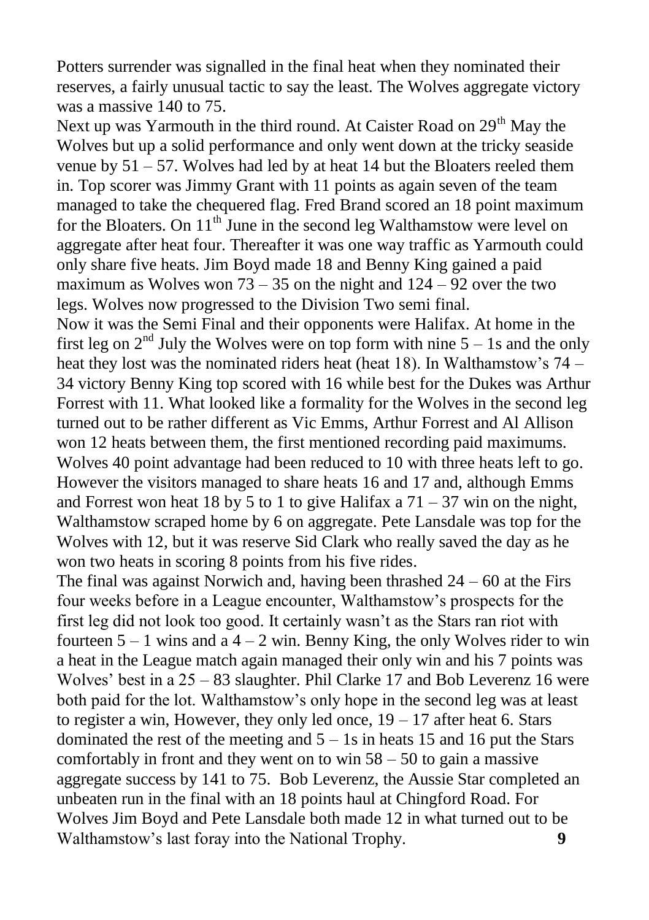Potters surrender was signalled in the final heat when they nominated their reserves, a fairly unusual tactic to say the least. The Wolves aggregate victory was a massive 140 to 75.

Next up was Yarmouth in the third round. At Caister Road on 29th May the Wolves but up a solid performance and only went down at the tricky seaside venue by 51 – 57. Wolves had led by at heat 14 but the Bloaters reeled them in. Top scorer was Jimmy Grant with 11 points as again seven of the team managed to take the chequered flag. Fred Brand scored an 18 point maximum for the Bloaters. On 11th June in the second leg Walthamstow were level on aggregate after heat four. Thereafter it was one way traffic as Yarmouth could only share five heats. Jim Boyd made 18 and Benny King gained a paid maximum as Wolves won 73 – 35 on the night and 124 – 92 over the two legs. Wolves now progressed to the Division Two semi final.

Now it was the Semi Final and their opponents were Halifax. At home in the first leg on 2nd July the Wolves were on top form with nine 5 – 1s and the only heat they lost was the nominated riders heat (heat 18). In Walthamstow's 74 – 34 victory Benny King top scored with 16 while best for the Dukes was Arthur Forrest with 11. What looked like a formality for the Wolves in the second leg turned out to be rather different as Vic Emms, Arthur Forrest and Al Allison won 12 heats between them, the first mentioned recording paid maximums. Wolves 40 point advantage had been reduced to 10 with three heats left to go. However the visitors managed to share heats 16 and 17 and, although Emms and Forrest won heat 18 by 5 to 1 to give Halifax a 71 – 37 win on the night, Walthamstow scraped home by 6 on aggregate. Pete Lansdale was top for the Wolves with 12, but it was reserve Sid Clark who really saved the day as he won two heats in scoring 8 points from his five rides.

The final was against Norwich and, having been thrashed 24 – 60 at the Firs four weeks before in a League encounter, Walthamstow's prospects for the first leg did not look too good. It certainly wasn't as the Stars ran riot with fourteen 5 – 1 wins and a 4 – 2 win. Benny King, the only Wolves rider to win a heat in the League match again managed their only win and his 7 points was Wolves' best in a 25 – 83 slaughter. Phil Clarke 17 and Bob Leverenz 16 were both paid for the lot. Walthamstow's only hope in the second leg was at least to register a win, However, they only led once, 19 – 17 after heat 6. Stars dominated the rest of the meeting and 5 – 1s in heats 15 and 16 put the Stars comfortably in front and they went on to win 58 – 50 to gain a massive aggregate success by 141 to 75. Bob Leverenz, the Aussie Star completed an unbeaten run in the final with an 18 points haul at Chingford Road. For Wolves Jim Boyd and Pete Lansdale both made 12 in what turned out to be Walthamstow's last foray into the National Trophy.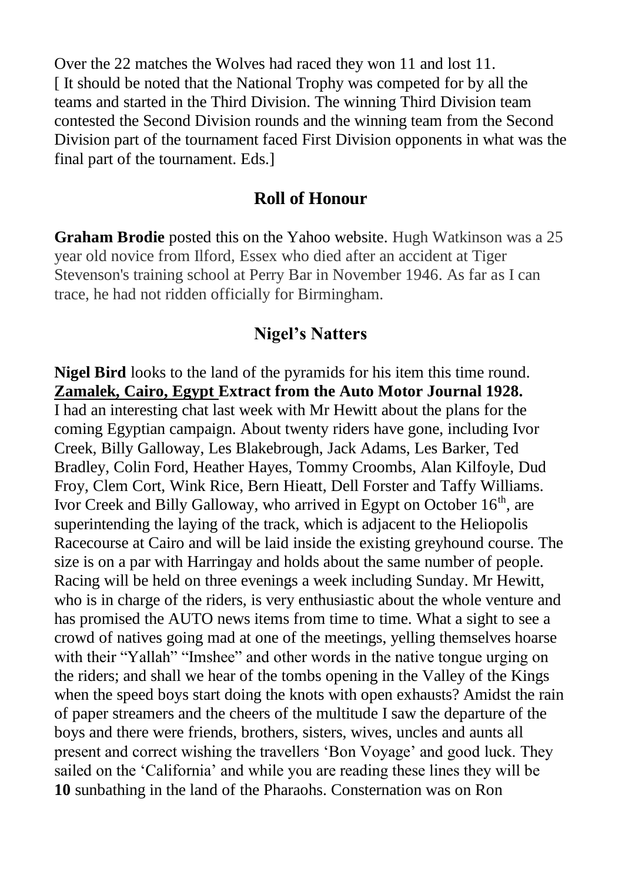Over the 22 matches the Wolves had raced they won 11 and lost 11.
[ It should be noted that the National Trophy was competed for by all the teams and started in the Third Division. The winning Third Division team contested the Second Division rounds and the winning team from the Second Division part of the tournament faced First Division opponents in what was the final part of the tournament. Eds.]

## Roll of Honour

**Graham Brodie** posted this on the Yahoo website. Hugh Watkinson was a 25 year old novice from Ilford, Essex who died after an accident at Tiger Stevenson's training school at Perry Bar in November 1946. As far as I can trace, he had not ridden officially for Birmingham.

## Nigel's Natters

**Nigel Bird** looks to the land of the pyramids for his item this time round.
**Zamalek, Cairo, Egypt Extract from the Auto Motor Journal 1928.**
I had an interesting chat last week with Mr Hewitt about the plans for the coming Egyptian campaign. About twenty riders have gone, including Ivor Creek, Billy Galloway, Les Blakebrough, Jack Adams, Les Barker, Ted Bradley, Colin Ford, Heather Hayes, Tommy Croombs, Alan Kilfoyle, Dud Froy, Clem Cort, Wink Rice, Bern Hieatt, Dell Forster and Taffy Williams. Ivor Creek and Billy Galloway, who arrived in Egypt on October 16th, are superintending the laying of the track, which is adjacent to the Heliopolis Racecourse at Cairo and will be laid inside the existing greyhound course. The size is on a par with Harringay and holds about the same number of people. Racing will be held on three evenings a week including Sunday. Mr Hewitt, who is in charge of the riders, is very enthusiastic about the whole venture and has promised the AUTO news items from time to time. What a sight to see a crowd of natives going mad at one of the meetings, yelling themselves hoarse with their "Yallah" "Imshee" and other words in the native tongue urging on the riders; and shall we hear of the tombs opening in the Valley of the Kings when the speed boys start doing the knots with open exhausts? Amidst the rain of paper streamers and the cheers of the multitude I saw the departure of the boys and there were friends, brothers, sisters, wives, uncles and aunts all present and correct wishing the travellers 'Bon Voyage' and good luck. They sailed on the 'California' and while you are reading these lines they will be sunbathing in the land of the Pharaohs. Consternation was on Ron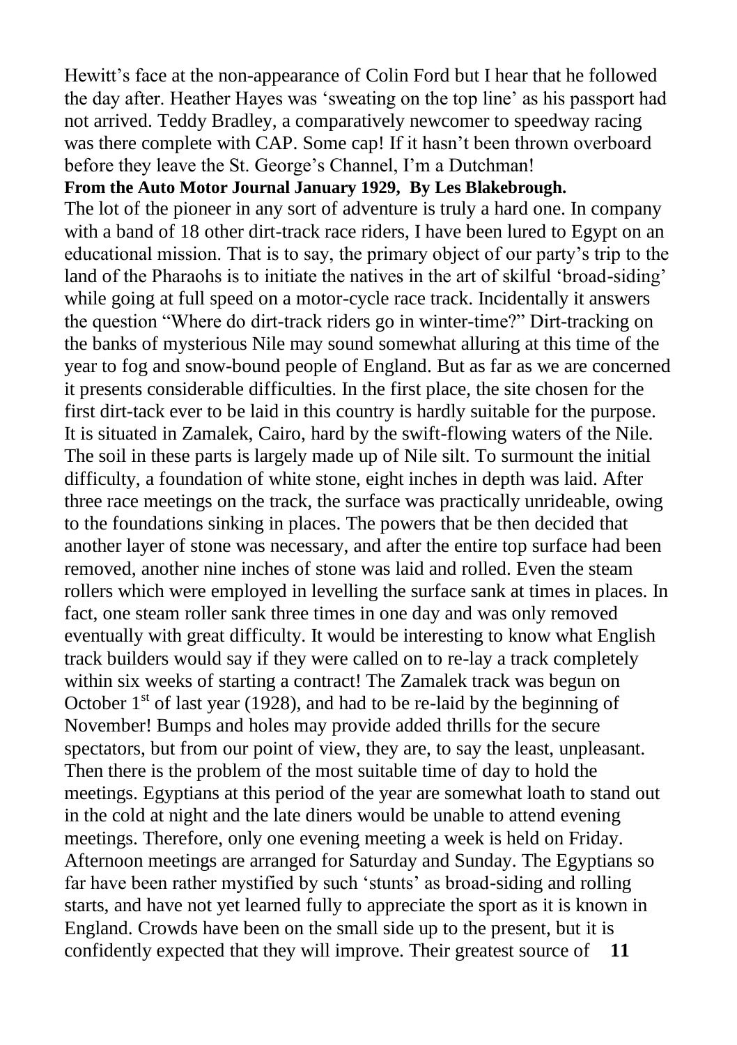Hewitt's face at the non-appearance of Colin Ford but I hear that he followed the day after. Heather Hayes was 'sweating on the top line' as his passport had not arrived. Teddy Bradley, a comparatively newcomer to speedway racing was there complete with CAP. Some cap! If it hasn't been thrown overboard before they leave the St. George's Channel, I'm a Dutchman!

**From the Auto Motor Journal January 1929, By Les Blakebrough.**

The lot of the pioneer in any sort of adventure is truly a hard one. In company with a band of 18 other dirt-track race riders, I have been lured to Egypt on an educational mission. That is to say, the primary object of our party's trip to the land of the Pharaohs is to initiate the natives in the art of skilful 'broad-siding' while going at full speed on a motor-cycle race track. Incidentally it answers the question "Where do dirt-track riders go in winter-time?" Dirt-tracking on the banks of mysterious Nile may sound somewhat alluring at this time of the year to fog and snow-bound people of England. But as far as we are concerned it presents considerable difficulties. In the first place, the site chosen for the first dirt-tack ever to be laid in this country is hardly suitable for the purpose. It is situated in Zamalek, Cairo, hard by the swift-flowing waters of the Nile. The soil in these parts is largely made up of Nile silt. To surmount the initial difficulty, a foundation of white stone, eight inches in depth was laid. After three race meetings on the track, the surface was practically unrideable, owing to the foundations sinking in places. The powers that be then decided that another layer of stone was necessary, and after the entire top surface had been removed, another nine inches of stone was laid and rolled. Even the steam rollers which were employed in levelling the surface sank at times in places. In fact, one steam roller sank three times in one day and was only removed eventually with great difficulty. It would be interesting to know what English track builders would say if they were called on to re-lay a track completely within six weeks of starting a contract! The Zamalek track was begun on October 1st of last year (1928), and had to be re-laid by the beginning of November! Bumps and holes may provide added thrills for the secure spectators, but from our point of view, they are, to say the least, unpleasant. Then there is the problem of the most suitable time of day to hold the meetings. Egyptians at this period of the year are somewhat loath to stand out in the cold at night and the late diners would be unable to attend evening meetings. Therefore, only one evening meeting a week is held on Friday. Afternoon meetings are arranged for Saturday and Sunday. The Egyptians so far have been rather mystified by such 'stunts' as broad-siding and rolling starts, and have not yet learned fully to appreciate the sport as it is known in England. Crowds have been on the small side up to the present, but it is confidently expected that they will improve. Their greatest source of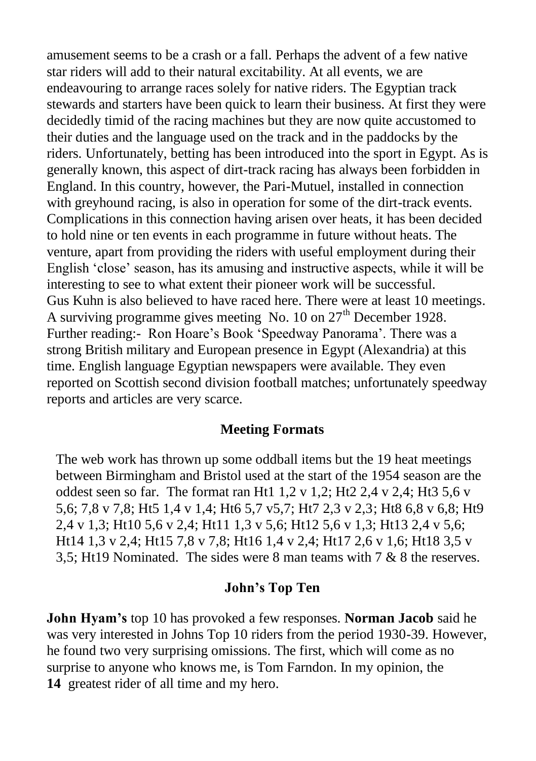amusement seems to be a crash or a fall. Perhaps the advent of a few native star riders will add to their natural excitability. At all events, we are endeavouring to arrange races solely for native riders. The Egyptian track stewards and starters have been quick to learn their business. At first they were decidedly timid of the racing machines but they are now quite accustomed to their duties and the language used on the track and in the paddocks by the riders. Unfortunately, betting has been introduced into the sport in Egypt. As is generally known, this aspect of dirt-track racing has always been forbidden in England. In this country, however, the Pari-Mutuel, installed in connection with greyhound racing, is also in operation for some of the dirt-track events. Complications in this connection having arisen over heats, it has been decided to hold nine or ten events in each programme in future without heats. The venture, apart from providing the riders with useful employment during their English 'close' season, has its amusing and instructive aspects, while it will be interesting to see to what extent their pioneer work will be successful.
Gus Kuhn is also believed to have raced here. There were at least 10 meetings. A surviving programme gives meeting No. 10 on 27th December 1928.
Further reading:- Ron Hoare's Book 'Speedway Panorama'. There was a strong British military and European presence in Egypt (Alexandria) at this time. English language Egyptian newspapers were available. They even reported on Scottish second division football matches; unfortunately speedway reports and articles are very scarce.

## Meeting Formats

The web work has thrown up some oddball items but the 19 heat meetings between Birmingham and Bristol used at the start of the 1954 season are the oddest seen so far. The format ran Ht1 1,2 v 1,2; Ht2 2,4 v 2,4; Ht3 5,6 v 5,6; 7,8 v 7,8; Ht5 1,4 v 1,4; Ht6 5,7 v5,7; Ht7 2,3 v 2,3; Ht8 6,8 v 6,8; Ht9 2,4 v 1,3; Ht10 5,6 v 2,4; Ht11 1,3 v 5,6; Ht12 5,6 v 1,3; Ht13 2,4 v 5,6; Ht14 1,3 v 2,4; Ht15 7,8 v 7,8; Ht16 1,4 v 2,4; Ht17 2,6 v 1,6; Ht18 3,5 v 3,5; Ht19 Nominated. The sides were 8 man teams with 7 & 8 the reserves.

## John's Top Ten

**John Hyam's** top 10 has provoked a few responses. **Norman Jacob** said he was very interested in Johns Top 10 riders from the period 1930-39. However, he found two very surprising omissions. The first, which will come as no surprise to anyone who knows me, is Tom Farndon. In my opinion, the greatest rider of all time and my hero.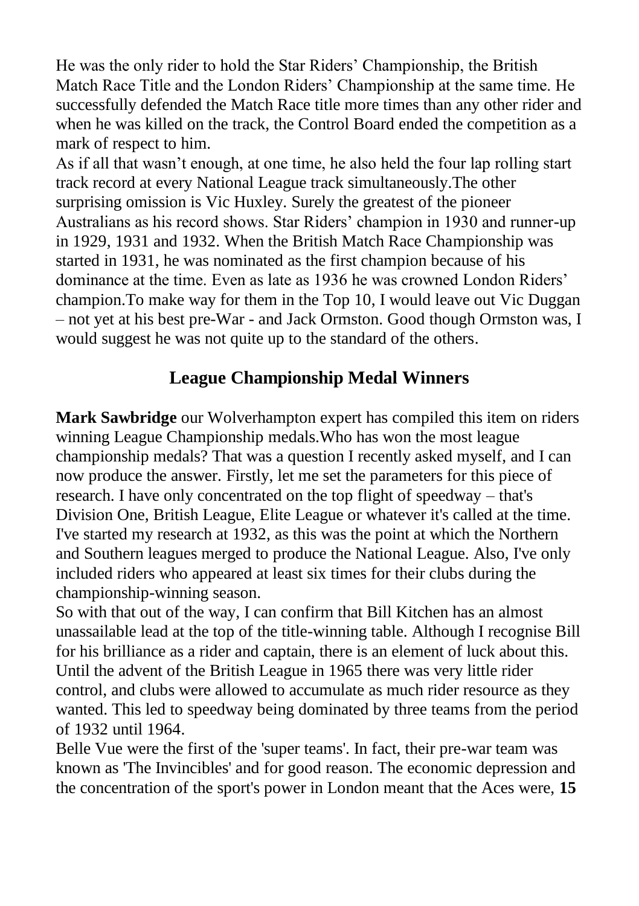He was the only rider to hold the Star Riders' Championship, the British Match Race Title and the London Riders' Championship at the same time. He successfully defended the Match Race title more times than any other rider and when he was killed on the track, the Control Board ended the competition as a mark of respect to him.

As if all that wasn't enough, at one time, he also held the four lap rolling start track record at every National League track simultaneously.The other surprising omission is Vic Huxley. Surely the greatest of the pioneer Australians as his record shows. Star Riders' champion in 1930 and runner-up in 1929, 1931 and 1932. When the British Match Race Championship was started in 1931, he was nominated as the first champion because of his dominance at the time. Even as late as 1936 he was crowned London Riders' champion.To make way for them in the Top 10, I would leave out Vic Duggan – not yet at his best pre-War - and Jack Ormston. Good though Ormston was, I would suggest he was not quite up to the standard of the others.

## League Championship Medal Winners

**Mark Sawbridge** our Wolverhampton expert has compiled this item on riders winning League Championship medals.Who has won the most league championship medals? That was a question I recently asked myself, and I can now produce the answer. Firstly, let me set the parameters for this piece of research. I have only concentrated on the top flight of speedway – that's Division One, British League, Elite League or whatever it's called at the time. I've started my research at 1932, as this was the point at which the Northern and Southern leagues merged to produce the National League. Also, I've only included riders who appeared at least six times for their clubs during the championship-winning season.

So with that out of the way, I can confirm that Bill Kitchen has an almost unassailable lead at the top of the title-winning table. Although I recognise Bill for his brilliance as a rider and captain, there is an element of luck about this. Until the advent of the British League in 1965 there was very little rider control, and clubs were allowed to accumulate as much rider resource as they wanted. This led to speedway being dominated by three teams from the period of 1932 until 1964.

Belle Vue were the first of the 'super teams'. In fact, their pre-war team was known as 'The Invincibles' and for good reason. The economic depression and the concentration of the sport's power in London meant that the Aces were,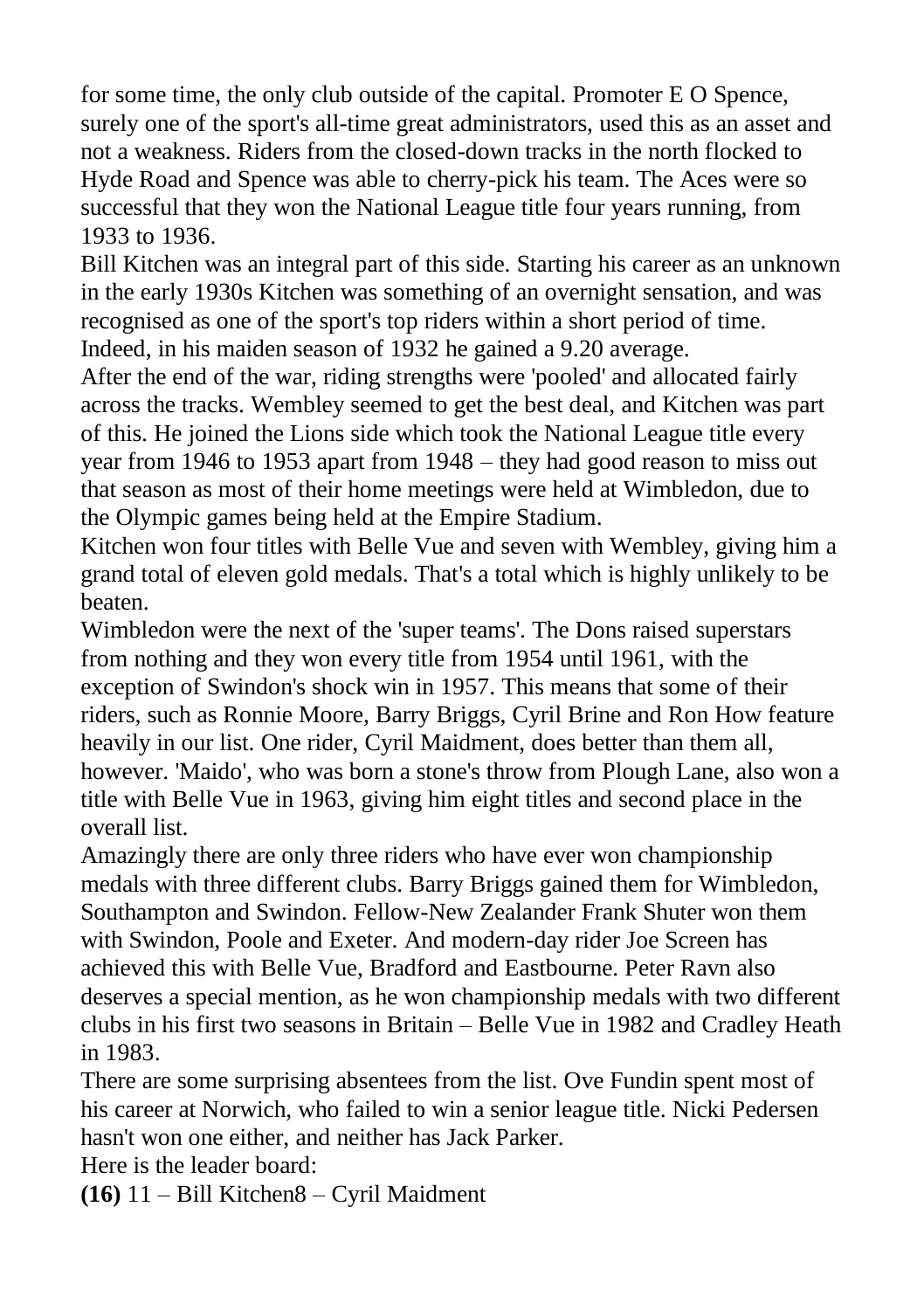for some time, the only club outside of the capital. Promoter E O Spence, surely one of the sport's all-time great administrators, used this as an asset and not a weakness. Riders from the closed-down tracks in the north flocked to Hyde Road and Spence was able to cherry-pick his team. The Aces were so successful that they won the National League title four years running, from 1933 to 1936.

Bill Kitchen was an integral part of this side. Starting his career as an unknown in the early 1930s Kitchen was something of an overnight sensation, and was recognised as one of the sport's top riders within a short period of time. Indeed, in his maiden season of 1932 he gained a 9.20 average.

After the end of the war, riding strengths were 'pooled' and allocated fairly across the tracks. Wembley seemed to get the best deal, and Kitchen was part of this. He joined the Lions side which took the National League title every year from 1946 to 1953 apart from 1948 – they had good reason to miss out that season as most of their home meetings were held at Wimbledon, due to the Olympic games being held at the Empire Stadium.

Kitchen won four titles with Belle Vue and seven with Wembley, giving him a grand total of eleven gold medals. That's a total which is highly unlikely to be beaten.

Wimbledon were the next of the 'super teams'. The Dons raised superstars from nothing and they won every title from 1954 until 1961, with the exception of Swindon's shock win in 1957. This means that some of their riders, such as Ronnie Moore, Barry Briggs, Cyril Brine and Ron How feature heavily in our list. One rider, Cyril Maidment, does better than them all, however. 'Maido', who was born a stone's throw from Plough Lane, also won a title with Belle Vue in 1963, giving him eight titles and second place in the overall list.

Amazingly there are only three riders who have ever won championship medals with three different clubs. Barry Briggs gained them for Wimbledon, Southampton and Swindon. Fellow-New Zealander Frank Shuter won them with Swindon, Poole and Exeter. And modern-day rider Joe Screen has achieved this with Belle Vue, Bradford and Eastbourne. Peter Ravn also deserves a special mention, as he won championship medals with two different clubs in his first two seasons in Britain – Belle Vue in 1982 and Cradley Heath in 1983.

There are some surprising absentees from the list. Ove Fundin spent most of his career at Norwich, who failed to win a senior league title. Nicki Pedersen hasn't won one either, and neither has Jack Parker.

Here is the leader board:

**(16)** 11 – Bill Kitchen8 – Cyril Maidment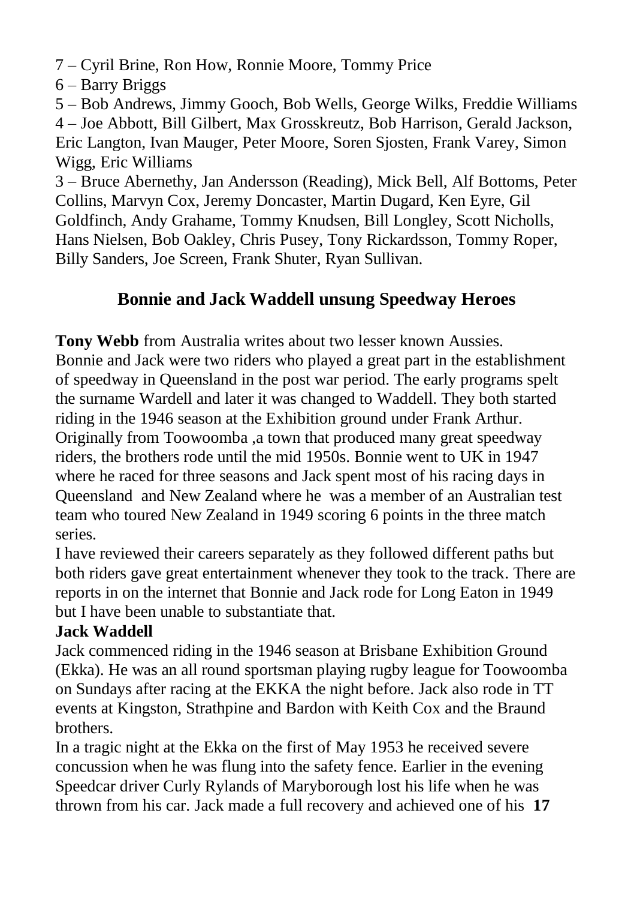7 – Cyril Brine, Ron How, Ronnie Moore, Tommy Price

6 – Barry Briggs

5 – Bob Andrews, Jimmy Gooch, Bob Wells, George Wilks, Freddie Williams

4 – Joe Abbott, Bill Gilbert, Max Grosskreutz, Bob Harrison, Gerald Jackson, Eric Langton, Ivan Mauger, Peter Moore, Soren Sjosten, Frank Varey, Simon Wigg, Eric Williams

3 – Bruce Abernethy, Jan Andersson (Reading), Mick Bell, Alf Bottoms, Peter Collins, Marvyn Cox, Jeremy Doncaster, Martin Dugard, Ken Eyre, Gil Goldfinch, Andy Grahame, Tommy Knudsen, Bill Longley, Scott Nicholls, Hans Nielsen, Bob Oakley, Chris Pusey, Tony Rickardsson, Tommy Roper, Billy Sanders, Joe Screen, Frank Shuter, Ryan Sullivan.

## Bonnie and Jack Waddell unsung Speedway Heroes

**Tony Webb** from Australia writes about two lesser known Aussies.
Bonnie and Jack were two riders who played a great part in the establishment of speedway in Queensland in the post war period. The early programs spelt the surname Wardell and later it was changed to Waddell. They both started riding in the 1946 season at the Exhibition ground under Frank Arthur. Originally from Toowoomba ,a town that produced many great speedway riders, the brothers rode until the mid 1950s. Bonnie went to UK in 1947 where he raced for three seasons and Jack spent most of his racing days in Queensland and New Zealand where he was a member of an Australian test team who toured New Zealand in 1949 scoring 6 points in the three match series.

I have reviewed their careers separately as they followed different paths but both riders gave great entertainment whenever they took to the track. There are reports in on the internet that Bonnie and Jack rode for Long Eaton in 1949 but I have been unable to substantiate that.

**Jack Waddell**

Jack commenced riding in the 1946 season at Brisbane Exhibition Ground (Ekka). He was an all round sportsman playing rugby league for Toowoomba on Sundays after racing at the EKKA the night before. Jack also rode in TT events at Kingston, Strathpine and Bardon with Keith Cox and the Braund brothers.

In a tragic night at the Ekka on the first of May 1953 he received severe concussion when he was flung into the safety fence. Earlier in the evening Speedcar driver Curly Rylands of Maryborough lost his life when he was thrown from his car. Jack made a full recovery and achieved one of his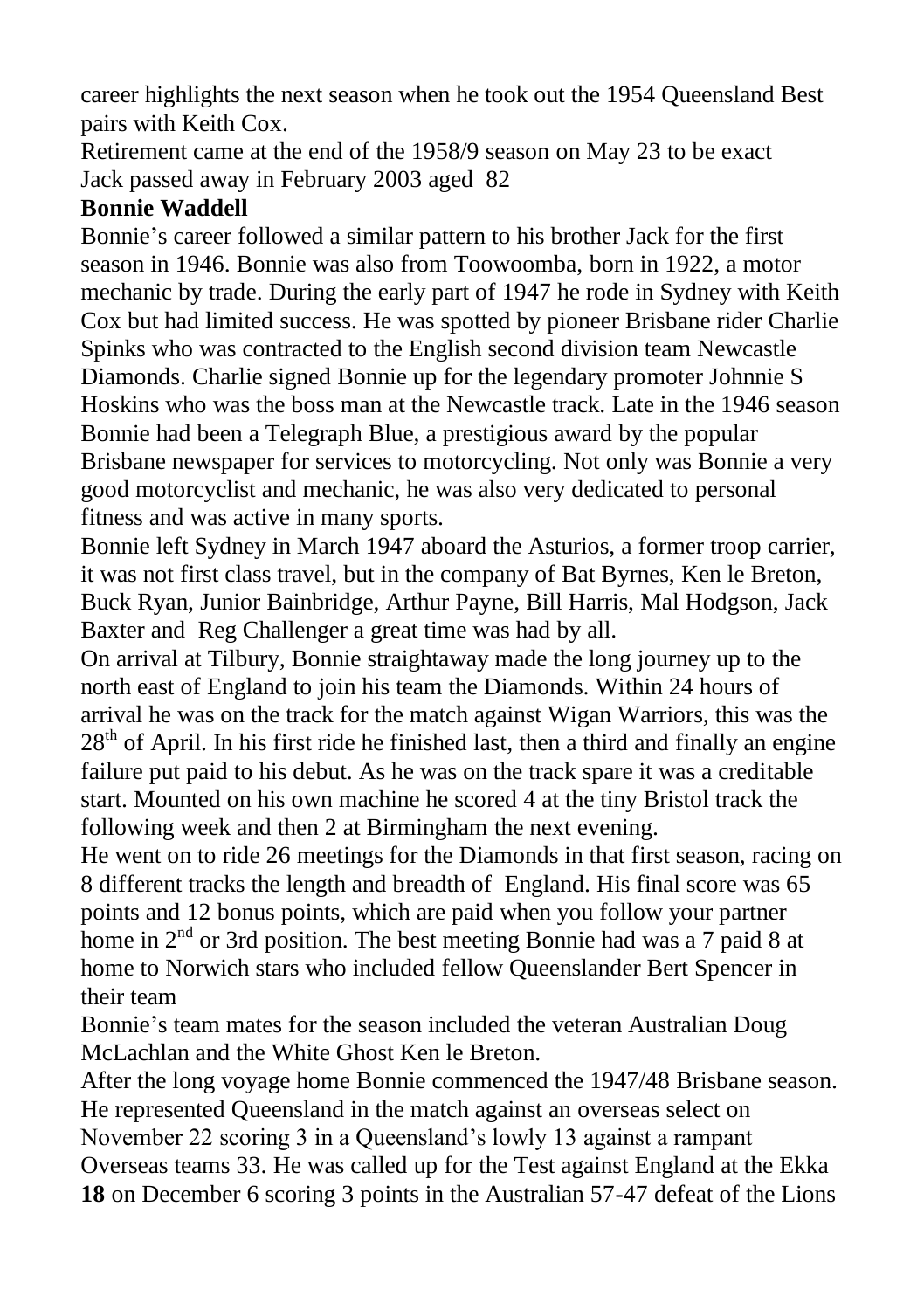career highlights the next season when he took out the 1954 Queensland Best pairs with Keith Cox.

Retirement came at the end of the 1958/9 season on May 23 to be exact

Jack passed away in February 2003 aged 82

**Bonnie Waddell**

Bonnie's career followed a similar pattern to his brother Jack for the first season in 1946. Bonnie was also from Toowoomba, born in 1922, a motor mechanic by trade. During the early part of 1947 he rode in Sydney with Keith Cox but had limited success. He was spotted by pioneer Brisbane rider Charlie Spinks who was contracted to the English second division team Newcastle Diamonds. Charlie signed Bonnie up for the legendary promoter Johnnie S Hoskins who was the boss man at the Newcastle track. Late in the 1946 season Bonnie had been a Telegraph Blue, a prestigious award by the popular Brisbane newspaper for services to motorcycling. Not only was Bonnie a very good motorcyclist and mechanic, he was also very dedicated to personal fitness and was active in many sports.

Bonnie left Sydney in March 1947 aboard the Asturios, a former troop carrier, it was not first class travel, but in the company of Bat Byrnes, Ken le Breton, Buck Ryan, Junior Bainbridge, Arthur Payne, Bill Harris, Mal Hodgson, Jack Baxter and Reg Challenger a great time was had by all.

On arrival at Tilbury, Bonnie straightaway made the long journey up to the north east of England to join his team the Diamonds. Within 24 hours of arrival he was on the track for the match against Wigan Warriors, this was the 28th of April. In his first ride he finished last, then a third and finally an engine failure put paid to his debut. As he was on the track spare it was a creditable start. Mounted on his own machine he scored 4 at the tiny Bristol track the following week and then 2 at Birmingham the next evening.

He went on to ride 26 meetings for the Diamonds in that first season, racing on 8 different tracks the length and breadth of England. His final score was 65 points and 12 bonus points, which are paid when you follow your partner home in 2nd or 3rd position. The best meeting Bonnie had was a 7 paid 8 at home to Norwich stars who included fellow Queenslander Bert Spencer in their team

Bonnie's team mates for the season included the veteran Australian Doug McLachlan and the White Ghost Ken le Breton.

After the long voyage home Bonnie commenced the 1947/48 Brisbane season. He represented Queensland in the match against an overseas select on November 22 scoring 3 in a Queensland's lowly 13 against a rampant Overseas teams 33. He was called up for the Test against England at the Ekka **18** on December 6 scoring 3 points in the Australian 57-47 defeat of the Lions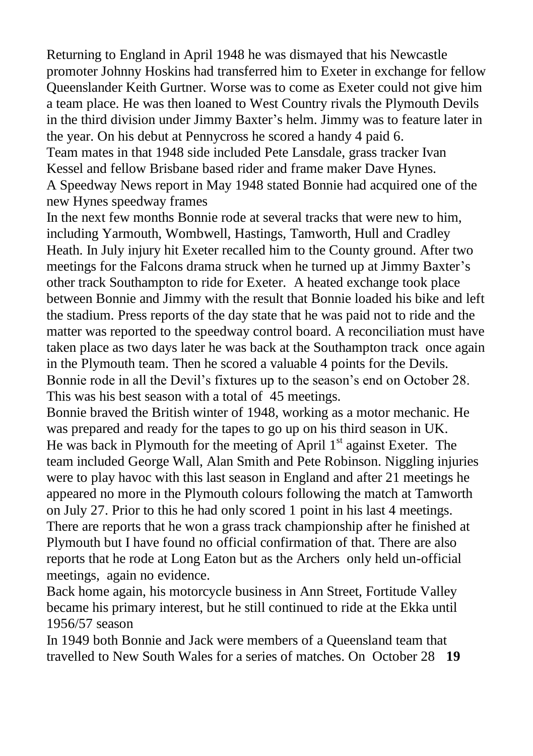Returning to England in April 1948 he was dismayed that his Newcastle promoter Johnny Hoskins had transferred him to Exeter in exchange for fellow Queenslander Keith Gurtner. Worse was to come as Exeter could not give him a team place. He was then loaned to West Country rivals the Plymouth Devils in the third division under Jimmy Baxter's helm. Jimmy was to feature later in the year. On his debut at Pennycross he scored a handy 4 paid 6.

Team mates in that 1948 side included Pete Lansdale, grass tracker Ivan Kessel and fellow Brisbane based rider and frame maker Dave Hynes.

A Speedway News report in May 1948 stated Bonnie had acquired one of the new Hynes speedway frames

In the next few months Bonnie rode at several tracks that were new to him, including Yarmouth, Wombwell, Hastings, Tamworth, Hull and Cradley Heath. In July injury hit Exeter recalled him to the County ground. After two meetings for the Falcons drama struck when he turned up at Jimmy Baxter's other track Southampton to ride for Exeter. A heated exchange took place between Bonnie and Jimmy with the result that Bonnie loaded his bike and left the stadium. Press reports of the day state that he was paid not to ride and the matter was reported to the speedway control board. A reconciliation must have taken place as two days later he was back at the Southampton track once again in the Plymouth team. Then he scored a valuable 4 points for the Devils. Bonnie rode in all the Devil's fixtures up to the season's end on October 28. This was his best season with a total of 45 meetings.

Bonnie braved the British winter of 1948, working as a motor mechanic. He was prepared and ready for the tapes to go up on his third season in UK.

He was back in Plymouth for the meeting of April 1st against Exeter. The team included George Wall, Alan Smith and Pete Robinson. Niggling injuries were to play havoc with this last season in England and after 21 meetings he appeared no more in the Plymouth colours following the match at Tamworth on July 27. Prior to this he had only scored 1 point in his last 4 meetings. There are reports that he won a grass track championship after he finished at Plymouth but I have found no official confirmation of that. There are also reports that he rode at Long Eaton but as the Archers only held un-official meetings, again no evidence.

Back home again, his motorcycle business in Ann Street, Fortitude Valley became his primary interest, but he still continued to ride at the Ekka until 1956/57 season

In 1949 both Bonnie and Jack were members of a Queensland team that travelled to New South Wales for a series of matches. On October 28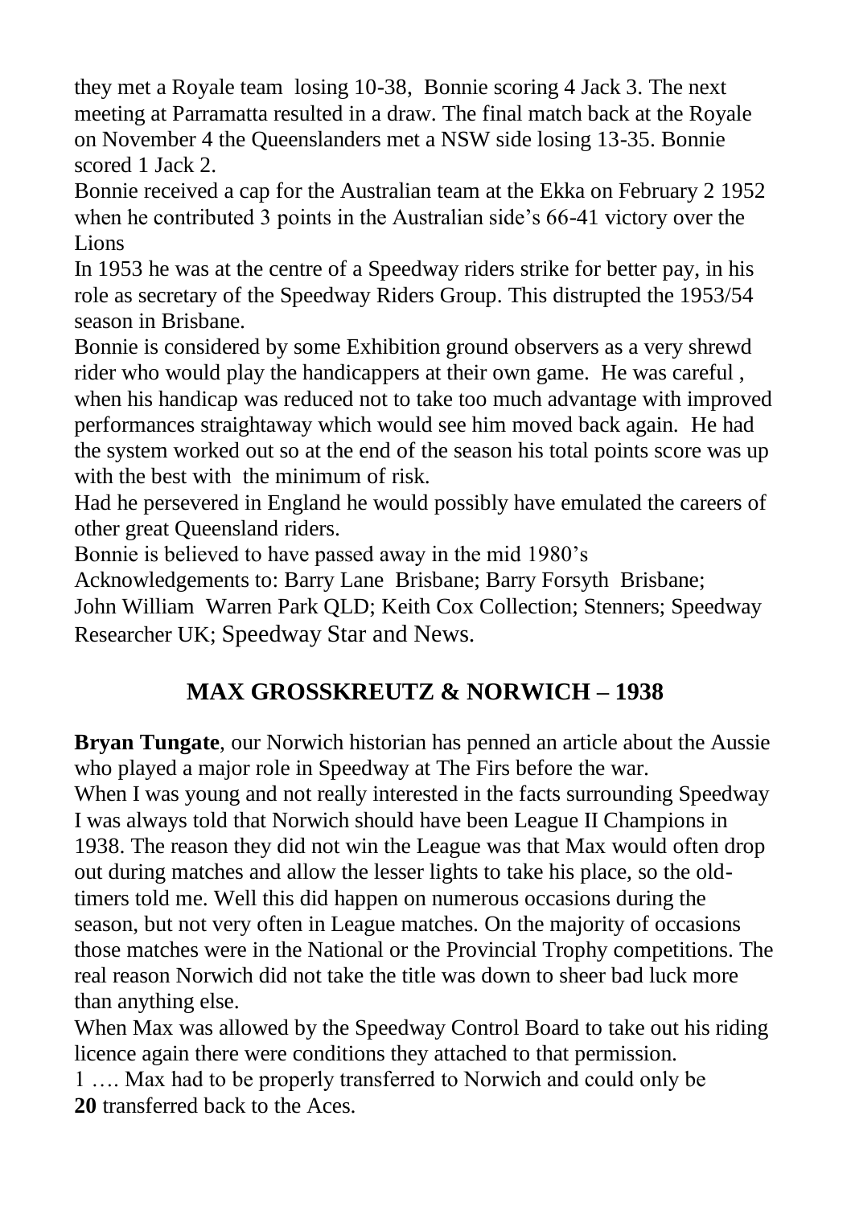they met a Royale team losing 10-38, Bonnie scoring 4 Jack 3. The next meeting at Parramatta resulted in a draw. The final match back at the Royale on November 4 the Queenslanders met a NSW side losing 13-35. Bonnie scored 1 Jack 2.

Bonnie received a cap for the Australian team at the Ekka on February 2 1952 when he contributed 3 points in the Australian side's 66-41 victory over the Lions

In 1953 he was at the centre of a Speedway riders strike for better pay, in his role as secretary of the Speedway Riders Group. This distrupted the 1953/54 season in Brisbane.

Bonnie is considered by some Exhibition ground observers as a very shrewd rider who would play the handicappers at their own game. He was careful , when his handicap was reduced not to take too much advantage with improved performances straightaway which would see him moved back again. He had the system worked out so at the end of the season his total points score was up with the best with the minimum of risk.

Had he persevered in England he would possibly have emulated the careers of other great Queensland riders.

Bonnie is believed to have passed away in the mid 1980's

Acknowledgements to: Barry Lane Brisbane; Barry Forsyth Brisbane; John William Warren Park QLD; Keith Cox Collection; Stenners; Speedway Researcher UK; Speedway Star and News.

## MAX GROSSKREUTZ & NORWICH – 1938

**Bryan Tungate**, our Norwich historian has penned an article about the Aussie who played a major role in Speedway at The Firs before the war.

When I was young and not really interested in the facts surrounding Speedway I was always told that Norwich should have been League II Champions in 1938. The reason they did not win the League was that Max would often drop out during matches and allow the lesser lights to take his place, so the old-timers told me. Well this did happen on numerous occasions during the season, but not very often in League matches. On the majority of occasions those matches were in the National or the Provincial Trophy competitions. The real reason Norwich did not take the title was down to sheer bad luck more than anything else.

When Max was allowed by the Speedway Control Board to take out his riding licence again there were conditions they attached to that permission.

1 …. Max had to be properly transferred to Norwich and could only be transferred back to the Aces.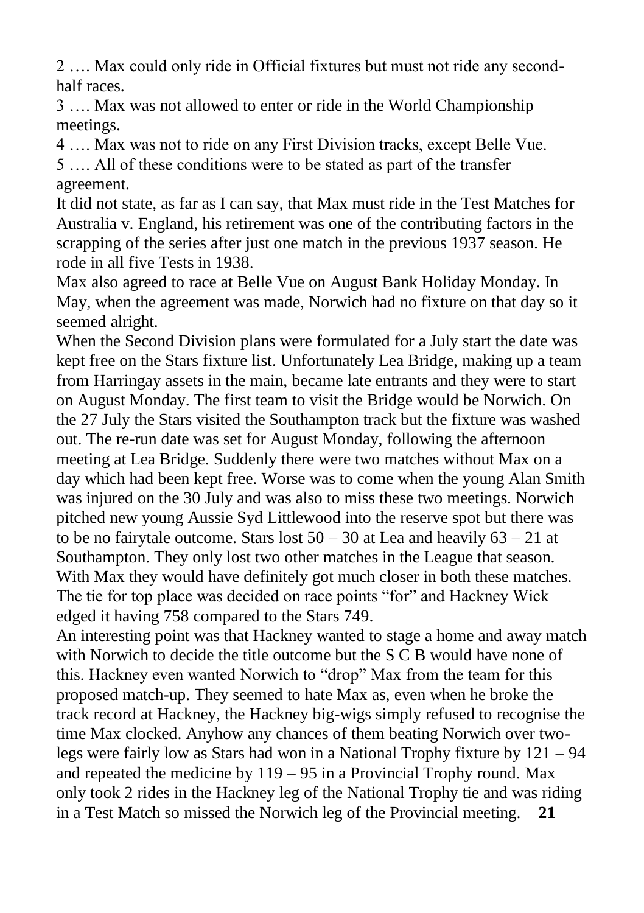2 …. Max could only ride in Official fixtures but must not ride any second-half races.

3 …. Max was not allowed to enter or ride in the World Championship meetings.

4 …. Max was not to ride on any First Division tracks, except Belle Vue.

5 …. All of these conditions were to be stated as part of the transfer agreement.

It did not state, as far as I can say, that Max must ride in the Test Matches for Australia v. England, his retirement was one of the contributing factors in the scrapping of the series after just one match in the previous 1937 season. He rode in all five Tests in 1938.

Max also agreed to race at Belle Vue on August Bank Holiday Monday. In May, when the agreement was made, Norwich had no fixture on that day so it seemed alright.

When the Second Division plans were formulated for a July start the date was kept free on the Stars fixture list. Unfortunately Lea Bridge, making up a team from Harringay assets in the main, became late entrants and they were to start on August Monday. The first team to visit the Bridge would be Norwich. On the 27 July the Stars visited the Southampton track but the fixture was washed out. The re-run date was set for August Monday, following the afternoon meeting at Lea Bridge. Suddenly there were two matches without Max on a day which had been kept free. Worse was to come when the young Alan Smith was injured on the 30 July and was also to miss these two meetings. Norwich pitched new young Aussie Syd Littlewood into the reserve spot but there was to be no fairytale outcome. Stars lost 50 – 30 at Lea and heavily 63 – 21 at Southampton. They only lost two other matches in the League that season. With Max they would have definitely got much closer in both these matches. The tie for top place was decided on race points "for" and Hackney Wick edged it having 758 compared to the Stars 749.

An interesting point was that Hackney wanted to stage a home and away match with Norwich to decide the title outcome but the S C B would have none of this. Hackney even wanted Norwich to "drop" Max from the team for this proposed match-up. They seemed to hate Max as, even when he broke the track record at Hackney, the Hackney big-wigs simply refused to recognise the time Max clocked. Anyhow any chances of them beating Norwich over two-legs were fairly low as Stars had won in a National Trophy fixture by 121 – 94 and repeated the medicine by 119 – 95 in a Provincial Trophy round. Max only took 2 rides in the Hackney leg of the National Trophy tie and was riding in a Test Match so missed the Norwich leg of the Provincial meeting.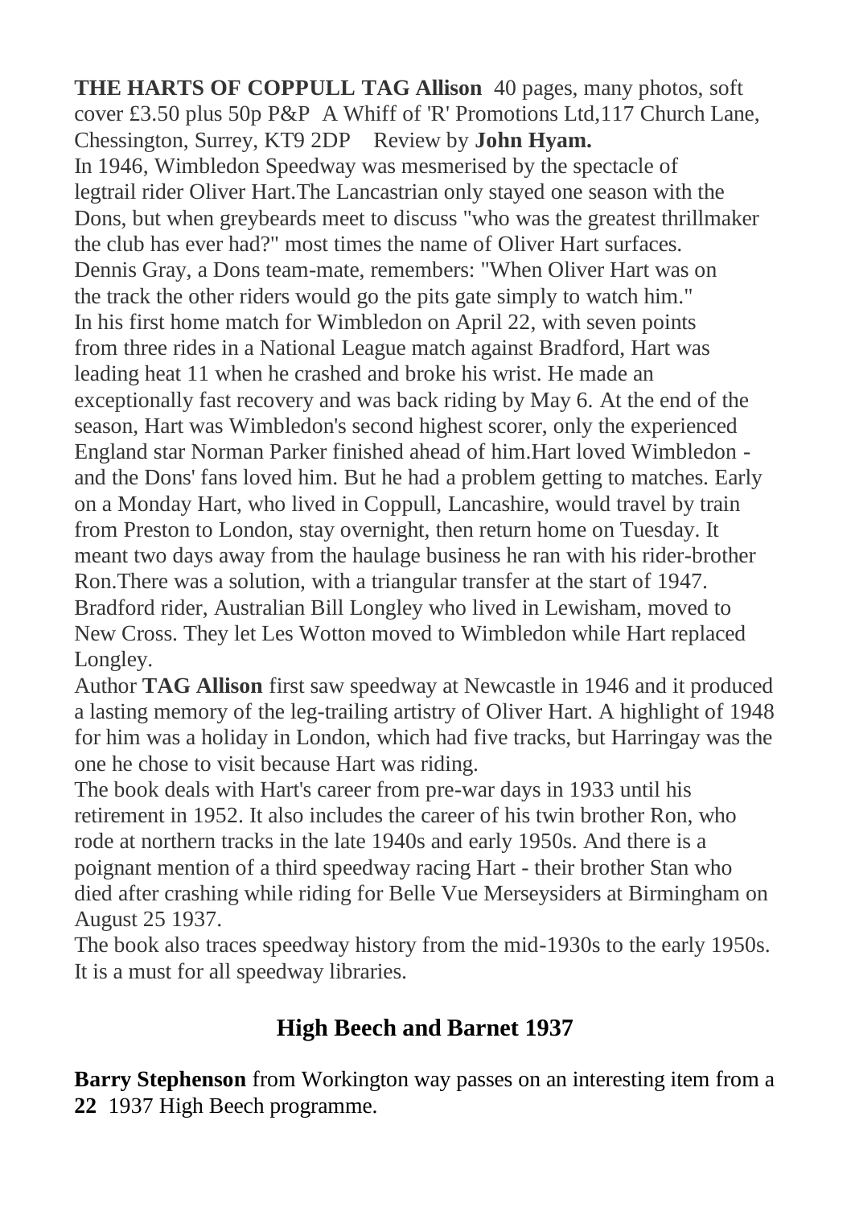**THE HARTS OF COPPULL TAG Allison** 40 pages, many photos, soft cover £3.50 plus 50p P&P A Whiff of 'R' Promotions Ltd,117 Church Lane, Chessington, Surrey, KT9 2DP Review by **John Hyam.**

In 1946, Wimbledon Speedway was mesmerised by the spectacle of legtrail rider Oliver Hart.The Lancastrian only stayed one season with the Dons, but when greybeards meet to discuss "who was the greatest thrillmaker the club has ever had?" most times the name of Oliver Hart surfaces.

Dennis Gray, a Dons team-mate, remembers: "When Oliver Hart was on the track the other riders would go the pits gate simply to watch him."

In his first home match for Wimbledon on April 22, with seven points from three rides in a National League match against Bradford, Hart was leading heat 11 when he crashed and broke his wrist. He made an exceptionally fast recovery and was back riding by May 6. At the end of the season, Hart was Wimbledon's second highest scorer, only the experienced England star Norman Parker finished ahead of him.Hart loved Wimbledon - and the Dons' fans loved him. But he had a problem getting to matches. Early on a Monday Hart, who lived in Coppull, Lancashire, would travel by train from Preston to London, stay overnight, then return home on Tuesday. It meant two days away from the haulage business he ran with his rider-brother Ron.There was a solution, with a triangular transfer at the start of 1947. Bradford rider, Australian Bill Longley who lived in Lewisham, moved to New Cross. They let Les Wotton moved to Wimbledon while Hart replaced Longley.

Author **TAG Allison** first saw speedway at Newcastle in 1946 and it produced a lasting memory of the leg-trailing artistry of Oliver Hart. A highlight of 1948 for him was a holiday in London, which had five tracks, but Harringay was the one he chose to visit because Hart was riding.

The book deals with Hart's career from pre-war days in 1933 until his retirement in 1952. It also includes the career of his twin brother Ron, who rode at northern tracks in the late 1940s and early 1950s. And there is a poignant mention of a third speedway racing Hart - their brother Stan who died after crashing while riding for Belle Vue Merseysiders at Birmingham on August 25 1937.

The book also traces speedway history from the mid-1930s to the early 1950s. It is a must for all speedway libraries.

## High Beech and Barnet 1937

**Barry Stephenson** from Workington way passes on an interesting item from a 1937 High Beech programme.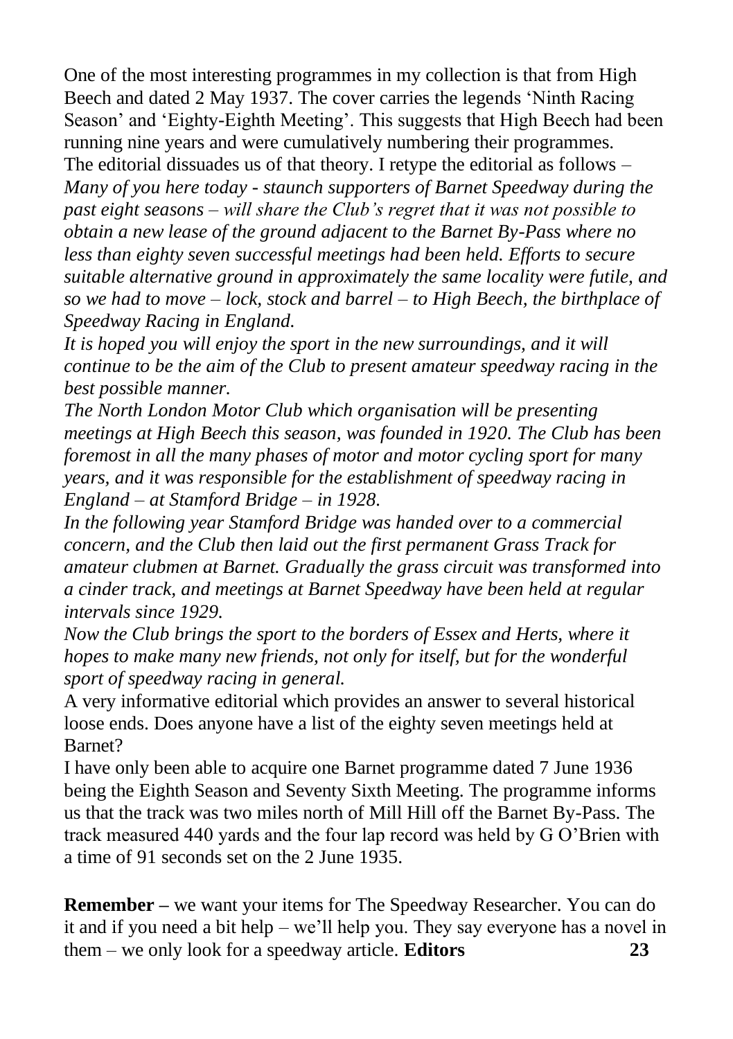One of the most interesting programmes in my collection is that from High Beech and dated 2 May 1937. The cover carries the legends 'Ninth Racing Season' and 'Eighty-Eighth Meeting'. This suggests that High Beech had been running nine years and were cumulatively numbering their programmes. The editorial dissuades us of that theory. I retype the editorial as follows – *Many of you here today - staunch supporters of Barnet Speedway during the past eight seasons – will share the Club's regret that it was not possible to obtain a new lease of the ground adjacent to the Barnet By-Pass where no less than eighty seven successful meetings had been held. Efforts to secure suitable alternative ground in approximately the same locality were futile, and so we had to move – lock, stock and barrel – to High Beech, the birthplace of Speedway Racing in England.*

*It is hoped you will enjoy the sport in the new surroundings, and it will continue to be the aim of the Club to present amateur speedway racing in the best possible manner.*

*The North London Motor Club which organisation will be presenting meetings at High Beech this season, was founded in 1920. The Club has been foremost in all the many phases of motor and motor cycling sport for many years, and it was responsible for the establishment of speedway racing in England – at Stamford Bridge – in 1928.*

*In the following year Stamford Bridge was handed over to a commercial concern, and the Club then laid out the first permanent Grass Track for amateur clubmen at Barnet. Gradually the grass circuit was transformed into a cinder track, and meetings at Barnet Speedway have been held at regular intervals since 1929.*

*Now the Club brings the sport to the borders of Essex and Herts, where it hopes to make many new friends, not only for itself, but for the wonderful sport of speedway racing in general.*

A very informative editorial which provides an answer to several historical loose ends. Does anyone have a list of the eighty seven meetings held at Barnet?

I have only been able to acquire one Barnet programme dated 7 June 1936 being the Eighth Season and Seventy Sixth Meeting. The programme informs us that the track was two miles north of Mill Hill off the Barnet By-Pass. The track measured 440 yards and the four lap record was held by G O'Brien with a time of 91 seconds set on the 2 June 1935.

**Remember –** we want your items for The Speedway Researcher. You can do it and if you need a bit help – we'll help you. They say everyone has a novel in them – we only look for a speedway article. **Editors**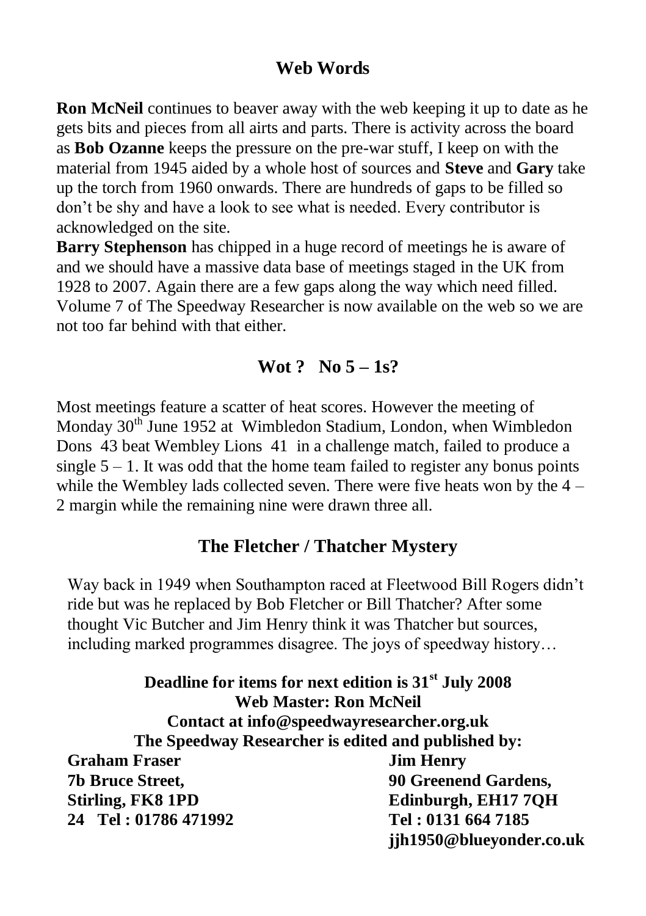## Web Words

**Ron McNeil** continues to beaver away with the web keeping it up to date as he gets bits and pieces from all airts and parts. There is activity across the board as **Bob Ozanne** keeps the pressure on the pre-war stuff, I keep on with the material from 1945 aided by a whole host of sources and **Steve** and **Gary** take up the torch from 1960 onwards. There are hundreds of gaps to be filled so don't be shy and have a look to see what is needed. Every contributor is acknowledged on the site.

**Barry Stephenson** has chipped in a huge record of meetings he is aware of and we should have a massive data base of meetings staged in the UK from 1928 to 2007. Again there are a few gaps along the way which need filled. Volume 7 of The Speedway Researcher is now available on the web so we are not too far behind with that either.

## Wot ? No 5 – 1s?

Most meetings feature a scatter of heat scores. However the meeting of Monday 30th June 1952 at Wimbledon Stadium, London, when Wimbledon Dons 43 beat Wembley Lions 41 in a challenge match, failed to produce a single 5 – 1. It was odd that the home team failed to register any bonus points while the Wembley lads collected seven. There were five heats won by the 4 – 2 margin while the remaining nine were drawn three all.

## The Fletcher / Thatcher Mystery

Way back in 1949 when Southampton raced at Fleetwood Bill Rogers didn't ride but was he replaced by Bob Fletcher or Bill Thatcher? After some thought Vic Butcher and Jim Henry think it was Thatcher but sources, including marked programmes disagree. The joys of speedway history…

**Deadline for items for next edition is 31st July 2008**
**Web Master: Ron McNeil**
**Contact at info@speedwayresearcher.org.uk**
**The Speedway Researcher is edited and published by:**

**Graham Fraser**
**7b Bruce Street,**
**Stirling, FK8 1PD**
**Tel : 01786 471992**

**Jim Henry**
**90 Greenend Gardens,**
**Edinburgh, EH17 7QH**
**Tel : 0131 664 7185**
**jjh1950@blueyonder.co.uk**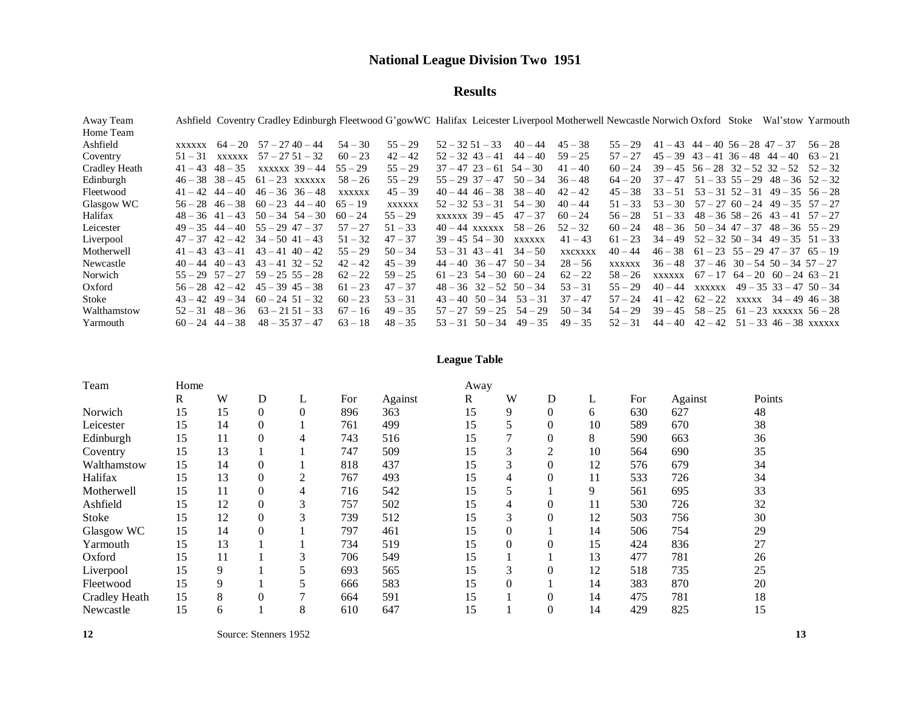## National League Division Two 1951

### Results

| Away Team / Home Team | Ashfield | Coventry | Cradley | Edinburgh | Fleetwood | G'gowWC | Halifax | Leicester | Liverpool | Motherwell | Newcastle | Norwich | Oxford | Stoke | Wal'stow | Yarmouth |
|---|---|---|---|---|---|---|---|---|---|---|---|---|---|---|---|---|
| Ashfield | xxxxxx | 64 – 20 | 57 – 27 | 40 – 44 | 54 – 30 | 55 – 29 | 52 – 32 | 51 – 33 | 40 – 44 | 45 – 38 | 55 – 29 | 41 – 43 | 44 – 40 | 56 – 28 | 47 – 37 | 56 – 28 |
| Coventry | 51 – 31 | xxxxxx | 57 – 27 | 51 – 32 | 60 – 23 | 42 – 42 | 52 – 32 | 43 – 41 | 44 – 40 | 59 – 25 | 57 – 27 | 45 – 39 | 43 – 41 | 36 – 48 | 44 – 40 | 63 – 21 |
| Cradley Heath | 41 – 43 | 48 – 35 | xxxxxx | 39 – 44 | 55 – 29 | 55 – 29 | 37 – 47 | 23 – 61 | 54 – 30 | 41 – 40 | 60 – 24 | 39 – 45 | 56 – 28 | 32 – 52 | 32 – 52 | 52 – 32 |
| Edinburgh | 46 – 38 | 38 – 45 | 61 – 23 | xxxxxx | 58 – 26 | 55 – 29 | 55 – 29 | 37 – 47 | 50 – 34 | 36 – 48 | 64 – 20 | 37 – 47 | 51 – 33 | 55 – 29 | 48 – 36 | 52 – 32 |
| Fleetwood | 41 – 42 | 44 – 40 | 46 – 36 | 36 – 48 | xxxxxx | 45 – 39 | 40 – 44 | 46 – 38 | 38 – 40 | 42 – 42 | 45 – 38 | 33 – 51 | 53 – 31 | 52 – 31 | 49 – 35 | 56 – 28 |
| Glasgow WC | 56 – 28 | 46 – 38 | 60 – 23 | 44 – 40 | 65 – 19 | xxxxxx | 52 – 32 | 53 – 31 | 54 – 30 | 40 – 44 | 51 – 33 | 53 – 30 | 57 – 27 | 60 – 24 | 49 – 35 | 57 – 27 |
| Halifax | 48 – 36 | 41 – 43 | 50 – 34 | 54 – 30 | 60 – 24 | 55 – 29 | xxxxxx | 39 – 45 | 47 – 37 | 60 – 24 | 56 – 28 | 51 – 33 | 48 – 36 | 58 – 26 | 43 – 41 | 57 – 27 |
| Leicester | 49 – 35 | 44 – 40 | 55 – 29 | 47 – 37 | 57 – 27 | 51 – 33 | 40 – 44 | xxxxxx | 58 – 26 | 52 – 32 | 60 – 24 | 48 – 36 | 50 – 34 | 47 – 37 | 48 – 36 | 55 – 29 |
| Liverpool | 47 – 37 | 42 – 42 | 34 – 50 | 41 – 43 | 51 – 32 | 47 – 37 | 39 – 45 | 54 – 30 | xxxxxx | 41 – 43 | 61 – 23 | 34 – 49 | 52 – 32 | 50 – 34 | 49 – 35 | 51 – 33 |
| Motherwell | 41 – 43 | 43 – 41 | 43 – 41 | 40 – 42 | 55 – 29 | 50 – 34 | 53 – 31 | 43 – 41 | 34 – 50 | xxcxxxx | 40 – 44 | 46 – 38 | 61 – 23 | 55 – 29 | 47 – 37 | 65 – 19 |
| Newcastle | 40 – 44 | 40 – 43 | 43 – 41 | 32 – 52 | 42 – 42 | 45 – 39 | 44 – 40 | 36 – 47 | 50 – 34 | 28 – 56 | xxxxxx | 36 – 48 | 37 – 46 | 30 – 54 | 50 – 34 | 57 – 27 |
| Norwich | 55 – 29 | 57 – 27 | 59 – 25 | 55 – 28 | 62 – 22 | 59 – 25 | 61 – 23 | 54 – 30 | 60 – 24 | 62 – 22 | 58 – 26 | xxxxxx | 67 – 17 | 64 – 20 | 60 – 24 | 63 – 21 |
| Oxford | 56 – 28 | 42 – 42 | 45 – 39 | 45 – 38 | 61 – 23 | 47 – 37 | 48 – 36 | 32 – 52 | 50 – 34 | 53 – 31 | 55 – 29 | 40 – 44 | xxxxxx | 49 – 35 | 33 – 47 | 50 – 34 |
| Stoke | 43 – 42 | 49 – 34 | 60 – 24 | 51 – 32 | 60 – 23 | 53 – 31 | 43 – 40 | 50 – 34 | 53 – 31 | 37 – 47 | 57 – 24 | 41 – 42 | 62 – 22 | xxxxx | 34 – 49 | 46 – 38 |
| Walthamstow | 52 – 31 | 48 – 36 | 63 – 21 | 51 – 33 | 67 – 16 | 49 – 35 | 57 – 27 | 59 – 25 | 54 – 29 | 50 – 34 | 54 – 29 | 39 – 45 | 58 – 25 | 61 – 23 | xxxxxx | 56 – 28 |
| Yarmouth | 60 – 24 | 44 – 38 | 48 – 35 | 37 – 47 | 63 – 18 | 48 – 35 | 53 – 31 | 50 – 34 | 49 – 35 | 49 – 35 | 52 – 31 | 44 – 40 | 42 – 42 | 51 – 33 | 46 – 38 | xxxxxx |

### League Table

| Team | Home | | | | | | Away | | | | | | |
|---|---|---|---|---|---|---|---|---|---|---|---|---|---|
| | R | W | D | L | For | Against | R | W | D | L | For | Against | Points |
| Norwich | 15 | 15 | 0 | 0 | 896 | 363 | 15 | 9 | 0 | 6 | 630 | 627 | 48 |
| Leicester | 15 | 14 | 0 | 1 | 761 | 499 | 15 | 5 | 0 | 10 | 589 | 670 | 38 |
| Edinburgh | 15 | 11 | 0 | 4 | 743 | 516 | 15 | 7 | 0 | 8 | 590 | 663 | 36 |
| Coventry | 15 | 13 | 1 | 1 | 747 | 509 | 15 | 3 | 2 | 10 | 564 | 690 | 35 |
| Walthamstow | 15 | 14 | 0 | 1 | 818 | 437 | 15 | 3 | 0 | 12 | 576 | 679 | 34 |
| Halifax | 15 | 13 | 0 | 2 | 767 | 493 | 15 | 4 | 0 | 11 | 533 | 726 | 34 |
| Motherwell | 15 | 11 | 0 | 4 | 716 | 542 | 15 | 5 | 1 | 9 | 561 | 695 | 33 |
| Ashfield | 15 | 12 | 0 | 3 | 757 | 502 | 15 | 4 | 0 | 11 | 530 | 726 | 32 |
| Stoke | 15 | 12 | 0 | 3 | 739 | 512 | 15 | 3 | 0 | 12 | 503 | 756 | 30 |
| Glasgow WC | 15 | 14 | 0 | 1 | 797 | 461 | 15 | 0 | 1 | 14 | 506 | 754 | 29 |
| Yarmouth | 15 | 13 | 1 | 1 | 734 | 519 | 15 | 0 | 0 | 15 | 424 | 836 | 27 |
| Oxford | 15 | 11 | 1 | 3 | 706 | 549 | 15 | 1 | 1 | 13 | 477 | 781 | 26 |
| Liverpool | 15 | 9 | 1 | 5 | 693 | 565 | 15 | 3 | 0 | 12 | 518 | 735 | 25 |
| Fleetwood | 15 | 9 | 1 | 5 | 666 | 583 | 15 | 0 | 1 | 14 | 383 | 870 | 20 |
| Cradley Heath | 15 | 8 | 0 | 7 | 664 | 591 | 15 | 1 | 0 | 14 | 475 | 781 | 18 |
| Newcastle | 15 | 6 | 1 | 8 | 610 | 647 | 15 | 1 | 0 | 14 | 429 | 825 | 15 |

Source: Stenners 1952